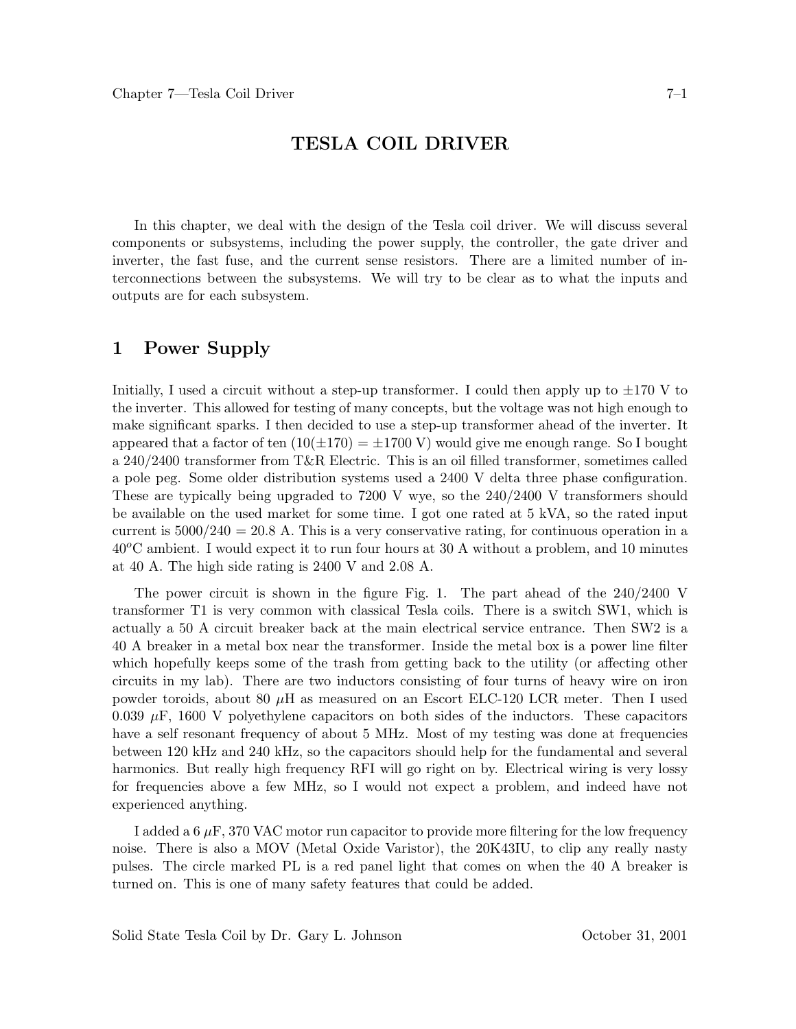# TESLA COIL DRIVER

In this chapter, we deal with the design of the Tesla coil driver. We will discuss several components or subsystems, including the power supply, the controller, the gate driver and inverter, the fast fuse, and the current sense resistors. There are a limited number of interconnections between the subsystems. We will try to be clear as to what the inputs and outputs are for each subsystem.

## 1 Power Supply

Initially, I used a circuit without a step-up transformer. I could then apply up to ±170 V to the inverter. This allowed for testing of many concepts, but the voltage was not high enough to make significant sparks. I then decided to use a step-up transformer ahead of the inverter. It appeared that a factor of ten ($10(\pm 170) = \pm 1700$ V) would give me enough range. So I bought a 240/2400 transformer from T&R Electric. This is an oil filled transformer, sometimes called a pole peg. Some older distribution systems used a 2400 V delta three phase configuration. These are typically being upgraded to 7200 V wye, so the 240/2400 V transformers should be available on the used market for some time. I got one rated at 5 kVA, so the rated input current is $5000/240 = 20.8$ A. This is a very conservative rating, for continuous operation in a $40^o$C ambient. I would expect it to run four hours at 30 A without a problem, and 10 minutes at 40 A. The high side rating is 2400 V and 2.08 A.

The power circuit is shown in the figure Fig. 1. The part ahead of the 240/2400 V transformer T1 is very common with classical Tesla coils. There is a switch SW1, which is actually a 50 A circuit breaker back at the main electrical service entrance. Then SW2 is a 40 A breaker in a metal box near the transformer. Inside the metal box is a power line filter which hopefully keeps some of the trash from getting back to the utility (or affecting other circuits in my lab). There are two inductors consisting of four turns of heavy wire on iron powder toroids, about 80 $\mu$H as measured on an Escort ELC-120 LCR meter. Then I used 0.039 $\mu$F, 1600 V polyethylene capacitors on both sides of the inductors. These capacitors have a self resonant frequency of about 5 MHz. Most of my testing was done at frequencies between 120 kHz and 240 kHz, so the capacitors should help for the fundamental and several harmonics. But really high frequency RFI will go right on by. Electrical wiring is very lossy for frequencies above a few MHz, so I would not expect a problem, and indeed have not experienced anything.

I added a 6 $\mu$F, 370 VAC motor run capacitor to provide more filtering for the low frequency noise. There is also a MOV (Metal Oxide Varistor), the 20K43IU, to clip any really nasty pulses. The circle marked PL is a red panel light that comes on when the 40 A breaker is turned on. This is one of many safety features that could be added.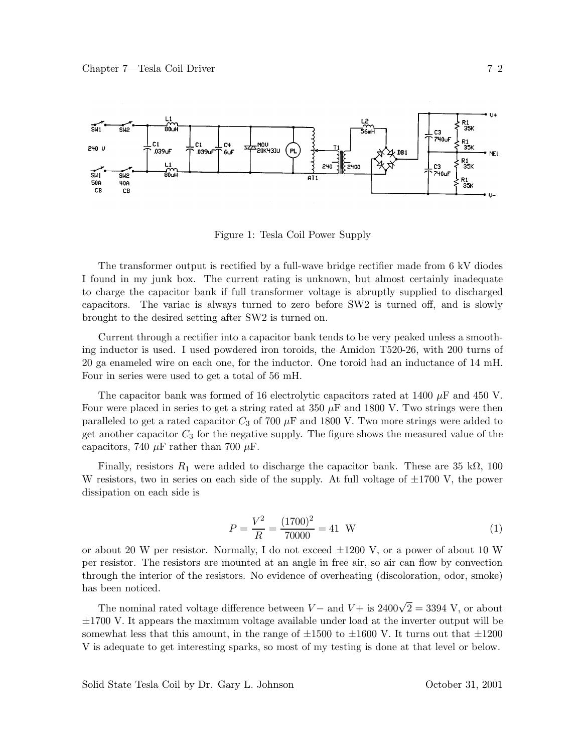Figure 1: Tesla Coil Power Supply

The transformer output is rectified by a full-wave bridge rectifier made from 6 kV diodes I found in my junk box. The current rating is unknown, but almost certainly inadequate to charge the capacitor bank if full transformer voltage is abruptly supplied to discharged capacitors. The variac is always turned to zero before SW2 is turned off, and is slowly brought to the desired setting after SW2 is turned on.

Current through a rectifier into a capacitor bank tends to be very peaked unless a smoothing inductor is used. I used powdered iron toroids, the Amidon T520-26, with 200 turns of 20 ga enameled wire on each one, for the inductor. One toroid had an inductance of 14 mH. Four in series were used to get a total of 56 mH.

The capacitor bank was formed of 16 electrolytic capacitors rated at 1400 $\mu$F and 450 V. Four were placed in series to get a string rated at 350 $\mu$F and 1800 V. Two strings were then paralleled to get a rated capacitor $C_3$ of 700 $\mu$F and 1800 V. Two more strings were added to get another capacitor $C_3$ for the negative supply. The figure shows the measured value of the capacitors, 740 $\mu$F rather than 700 $\mu$F.

Finally, resistors $R_1$ were added to discharge the capacitor bank. These are 35 k$\Omega$, 100 W resistors, two in series on each side of the supply. At full voltage of $\pm$1700 V, the power dissipation on each side is

$$P = \frac{V^2}{R} = \frac{(1700)^2}{70000} = 41 \text{ W} \tag{1}$$

or about 20 W per resistor. Normally, I do not exceed $\pm$1200 V, or a power of about 10 W per resistor. The resistors are mounted at an angle in free air, so air can flow by convection through the interior of the resistors. No evidence of overheating (discoloration, odor, smoke) has been noticed.

The nominal rated voltage difference between $V-$ and $V+$ is $2400\sqrt{2} = 3394$ V, or about $\pm$1700 V. It appears the maximum voltage available under load at the inverter output will be somewhat less that this amount, in the range of $\pm$1500 to $\pm$1600 V. It turns out that $\pm$1200 V is adequate to get interesting sparks, so most of my testing is done at that level or below.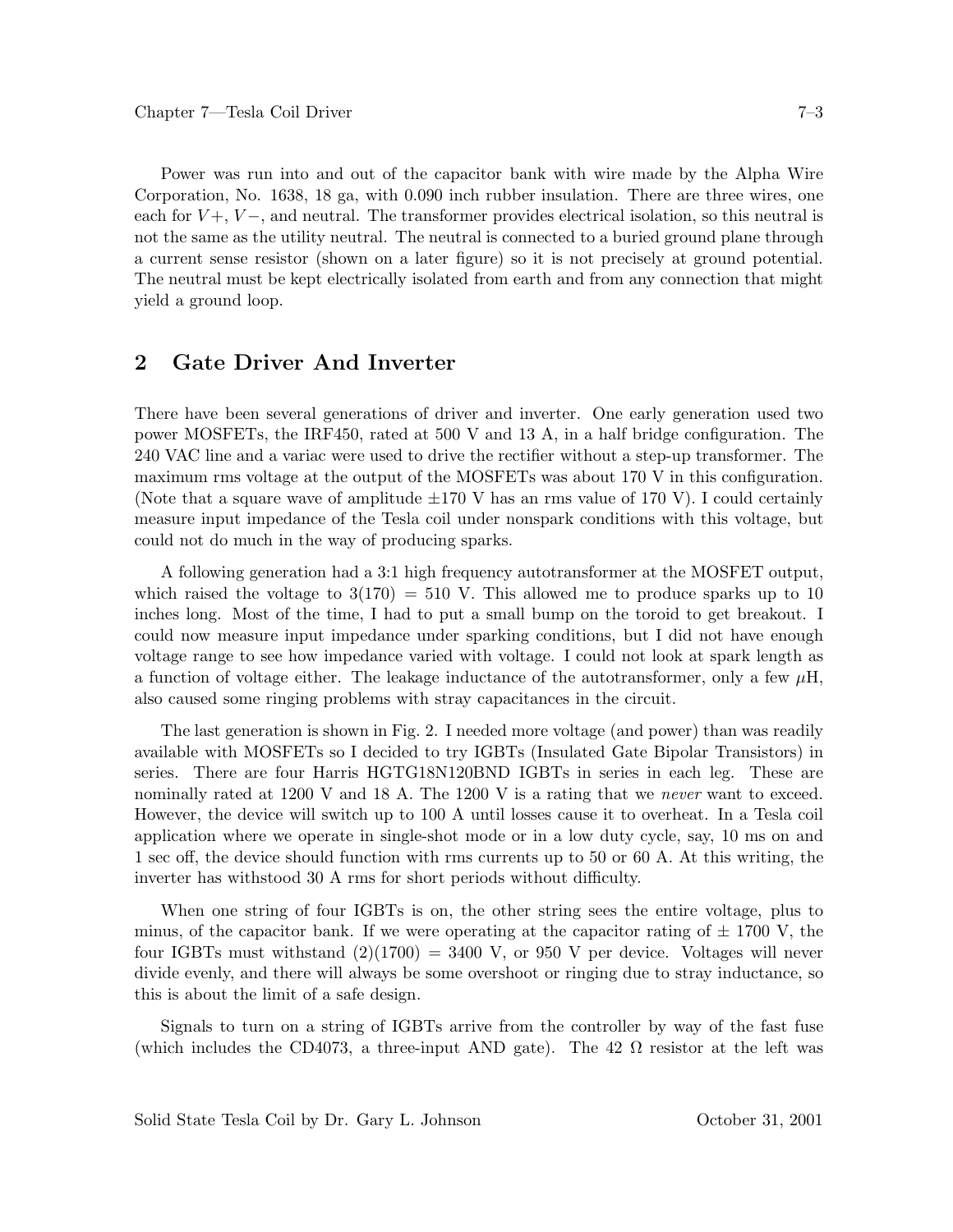Power was run into and out of the capacitor bank with wire made by the Alpha Wire Corporation, No. 1638, 18 ga, with 0.090 inch rubber insulation. There are three wires, one each for $V+$, $V-$, and neutral. The transformer provides electrical isolation, so this neutral is not the same as the utility neutral. The neutral is connected to a buried ground plane through a current sense resistor (shown on a later figure) so it is not precisely at ground potential. The neutral must be kept electrically isolated from earth and from any connection that might yield a ground loop.

## 2 Gate Driver And Inverter

There have been several generations of driver and inverter. One early generation used two power MOSFETs, the IRF450, rated at 500 V and 13 A, in a half bridge configuration. The 240 VAC line and a variac were used to drive the rectifier without a step-up transformer. The maximum rms voltage at the output of the MOSFETs was about 170 V in this configuration. (Note that a square wave of amplitude $\pm 170$ V has an rms value of 170 V). I could certainly measure input impedance of the Tesla coil under nonspark conditions with this voltage, but could not do much in the way of producing sparks.

A following generation had a 3:1 high frequency autotransformer at the MOSFET output, which raised the voltage to $3(170) = 510$ V. This allowed me to produce sparks up to 10 inches long. Most of the time, I had to put a small bump on the toroid to get breakout. I could now measure input impedance under sparking conditions, but I did not have enough voltage range to see how impedance varied with voltage. I could not look at spark length as a function of voltage either. The leakage inductance of the autotransformer, only a few $\mu$H, also caused some ringing problems with stray capacitances in the circuit.

The last generation is shown in Fig. 2. I needed more voltage (and power) than was readily available with MOSFETs so I decided to try IGBTs (Insulated Gate Bipolar Transistors) in series. There are four Harris HGTG18N120BND IGBTs in series in each leg. These are nominally rated at 1200 V and 18 A. The 1200 V is a rating that we *never* want to exceed. However, the device will switch up to 100 A until losses cause it to overheat. In a Tesla coil application where we operate in single-shot mode or in a low duty cycle, say, 10 ms on and 1 sec off, the device should function with rms currents up to 50 or 60 A. At this writing, the inverter has withstood 30 A rms for short periods without difficulty.

When one string of four IGBTs is on, the other string sees the entire voltage, plus to minus, of the capacitor bank. If we were operating at the capacitor rating of $\pm$ 1700 V, the four IGBTs must withstand $(2)(1700) = 3400$ V, or 950 V per device. Voltages will never divide evenly, and there will always be some overshoot or ringing due to stray inductance, so this is about the limit of a safe design.

Signals to turn on a string of IGBTs arrive from the controller by way of the fast fuse (which includes the CD4073, a three-input AND gate). The 42 $\Omega$ resistor at the left was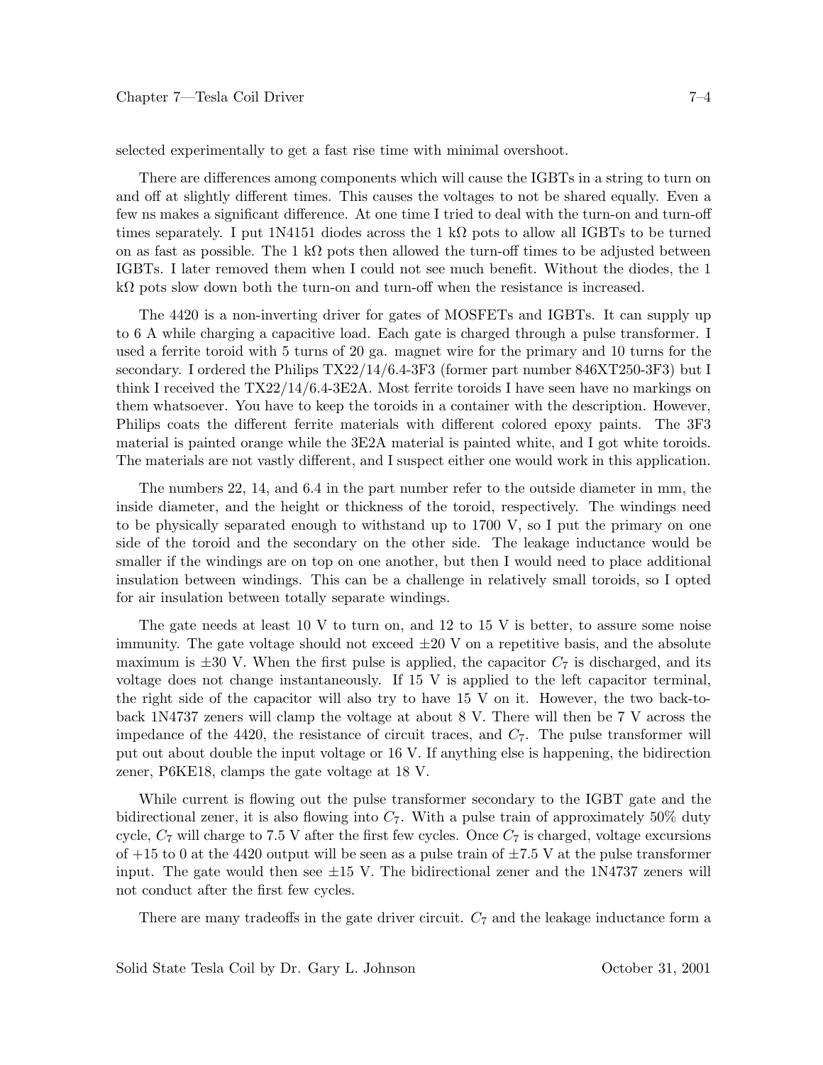selected experimentally to get a fast rise time with minimal overshoot.

There are differences among components which will cause the IGBTs in a string to turn on and off at slightly different times. This causes the voltages to not be shared equally. Even a few ns makes a significant difference. At one time I tried to deal with the turn-on and turn-off times separately. I put 1N4151 diodes across the 1 kΩ pots to allow all IGBTs to be turned on as fast as possible. The 1 kΩ pots then allowed the turn-off times to be adjusted between IGBTs. I later removed them when I could not see much benefit. Without the diodes, the 1 kΩ pots slow down both the turn-on and turn-off when the resistance is increased.

The 4420 is a non-inverting driver for gates of MOSFETs and IGBTs. It can supply up to 6 A while charging a capacitive load. Each gate is charged through a pulse transformer. I used a ferrite toroid with 5 turns of 20 ga. magnet wire for the primary and 10 turns for the secondary. I ordered the Philips TX22/14/6.4-3F3 (former part number 846XT250-3F3) but I think I received the TX22/14/6.4-3E2A. Most ferrite toroids I have seen have no markings on them whatsoever. You have to keep the toroids in a container with the description. However, Philips coats the different ferrite materials with different colored epoxy paints. The 3F3 material is painted orange while the 3E2A material is painted white, and I got white toroids. The materials are not vastly different, and I suspect either one would work in this application.

The numbers 22, 14, and 6.4 in the part number refer to the outside diameter in mm, the inside diameter, and the height or thickness of the toroid, respectively. The windings need to be physically separated enough to withstand up to 1700 V, so I put the primary on one side of the toroid and the secondary on the other side. The leakage inductance would be smaller if the windings are on top on one another, but then I would need to place additional insulation between windings. This can be a challenge in relatively small toroids, so I opted for air insulation between totally separate windings.

The gate needs at least 10 V to turn on, and 12 to 15 V is better, to assure some noise immunity. The gate voltage should not exceed ±20 V on a repetitive basis, and the absolute maximum is ±30 V. When the first pulse is applied, the capacitor $C_7$ is discharged, and its voltage does not change instantaneously. If 15 V is applied to the left capacitor terminal, the right side of the capacitor will also try to have 15 V on it. However, the two back-to-back 1N4737 zeners will clamp the voltage at about 8 V. There will then be 7 V across the impedance of the 4420, the resistance of circuit traces, and $C_7$. The pulse transformer will put out about double the input voltage or 16 V. If anything else is happening, the bidirection zener, P6KE18, clamps the gate voltage at 18 V.

While current is flowing out the pulse transformer secondary to the IGBT gate and the bidirectional zener, it is also flowing into $C_7$. With a pulse train of approximately 50% duty cycle, $C_7$ will charge to 7.5 V after the first few cycles. Once $C_7$ is charged, voltage excursions of +15 to 0 at the 4420 output will be seen as a pulse train of ±7.5 V at the pulse transformer input. The gate would then see ±15 V. The bidirectional zener and the 1N4737 zeners will not conduct after the first few cycles.

There are many tradeoffs in the gate driver circuit. $C_7$ and the leakage inductance form a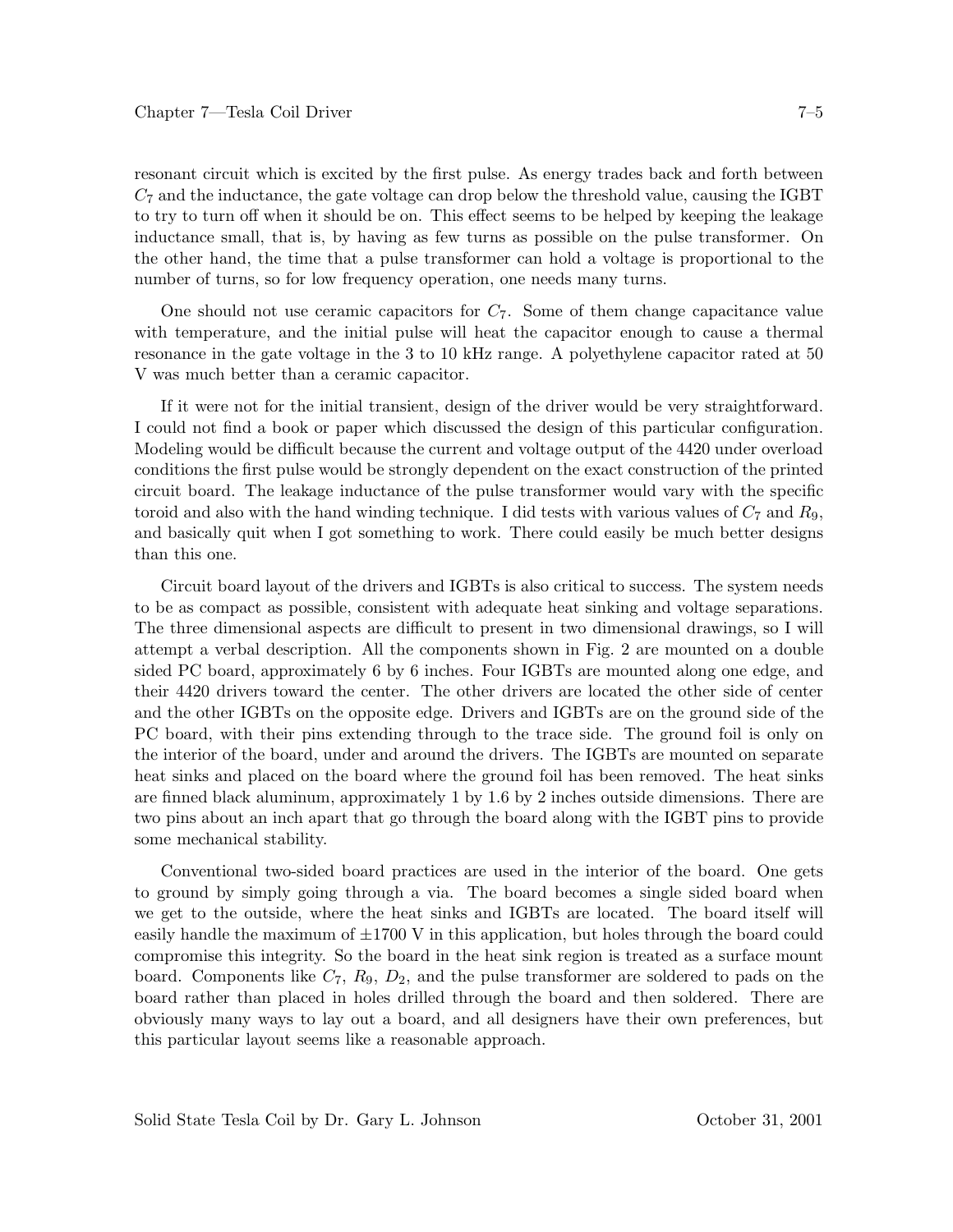resonant circuit which is excited by the first pulse. As energy trades back and forth between $C_7$ and the inductance, the gate voltage can drop below the threshold value, causing the IGBT to try to turn off when it should be on. This effect seems to be helped by keeping the leakage inductance small, that is, by having as few turns as possible on the pulse transformer. On the other hand, the time that a pulse transformer can hold a voltage is proportional to the number of turns, so for low frequency operation, one needs many turns.

One should not use ceramic capacitors for $C_7$. Some of them change capacitance value with temperature, and the initial pulse will heat the capacitor enough to cause a thermal resonance in the gate voltage in the 3 to 10 kHz range. A polyethylene capacitor rated at 50 V was much better than a ceramic capacitor.

If it were not for the initial transient, design of the driver would be very straightforward. I could not find a book or paper which discussed the design of this particular configuration. Modeling would be difficult because the current and voltage output of the 4420 under overload conditions the first pulse would be strongly dependent on the exact construction of the printed circuit board. The leakage inductance of the pulse transformer would vary with the specific toroid and also with the hand winding technique. I did tests with various values of $C_7$ and $R_9$, and basically quit when I got something to work. There could easily be much better designs than this one.

Circuit board layout of the drivers and IGBTs is also critical to success. The system needs to be as compact as possible, consistent with adequate heat sinking and voltage separations. The three dimensional aspects are difficult to present in two dimensional drawings, so I will attempt a verbal description. All the components shown in Fig. 2 are mounted on a double sided PC board, approximately 6 by 6 inches. Four IGBTs are mounted along one edge, and their 4420 drivers toward the center. The other drivers are located the other side of center and the other IGBTs on the opposite edge. Drivers and IGBTs are on the ground side of the PC board, with their pins extending through to the trace side. The ground foil is only on the interior of the board, under and around the drivers. The IGBTs are mounted on separate heat sinks and placed on the board where the ground foil has been removed. The heat sinks are finned black aluminum, approximately 1 by 1.6 by 2 inches outside dimensions. There are two pins about an inch apart that go through the board along with the IGBT pins to provide some mechanical stability.

Conventional two-sided board practices are used in the interior of the board. One gets to ground by simply going through a via. The board becomes a single sided board when we get to the outside, where the heat sinks and IGBTs are located. The board itself will easily handle the maximum of $\pm 1700$ V in this application, but holes through the board could compromise this integrity. So the board in the heat sink region is treated as a surface mount board. Components like $C_7$, $R_9$, $D_2$, and the pulse transformer are soldered to pads on the board rather than placed in holes drilled through the board and then soldered. There are obviously many ways to lay out a board, and all designers have their own preferences, but this particular layout seems like a reasonable approach.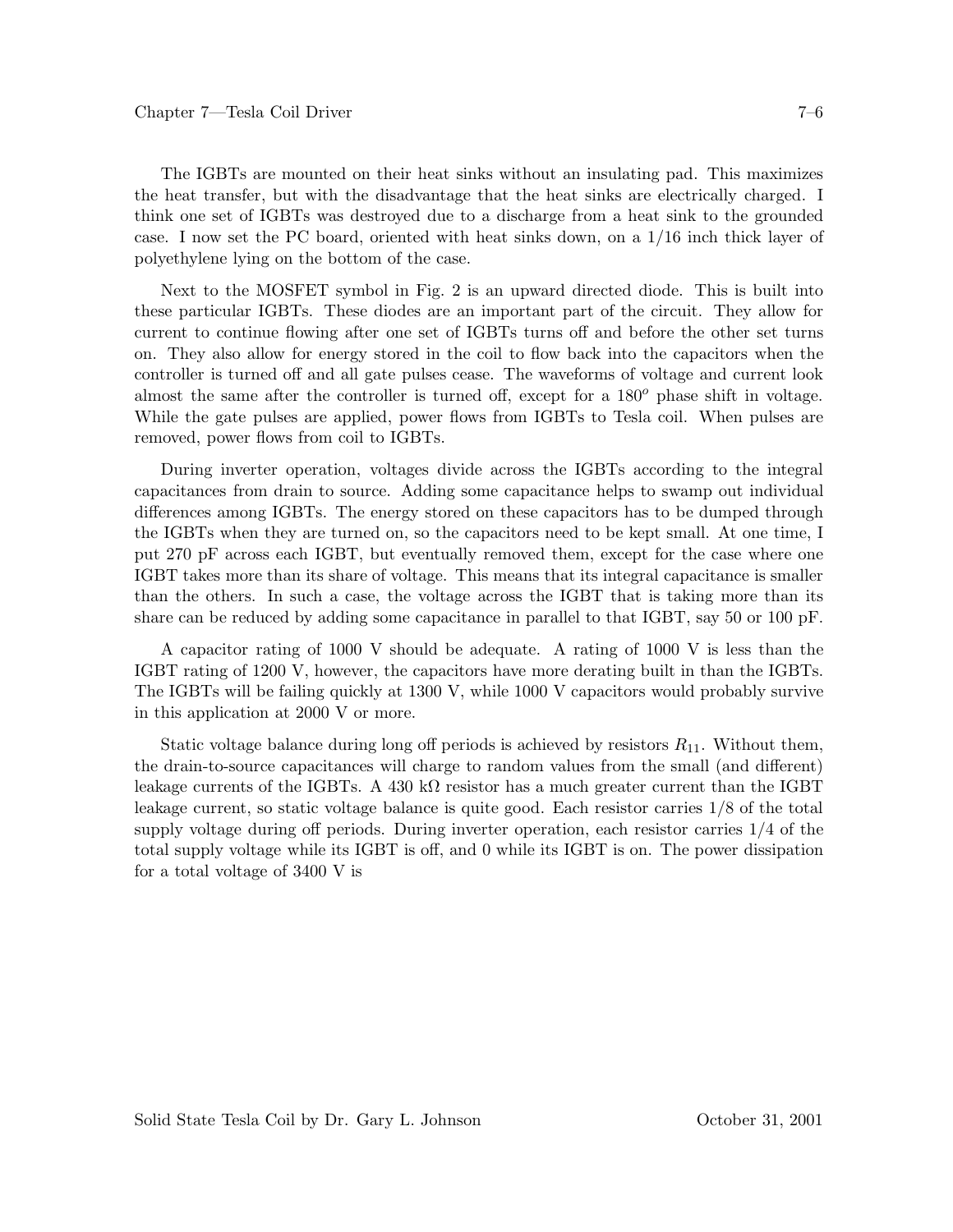The IGBTs are mounted on their heat sinks without an insulating pad. This maximizes the heat transfer, but with the disadvantage that the heat sinks are electrically charged. I think one set of IGBTs was destroyed due to a discharge from a heat sink to the grounded case. I now set the PC board, oriented with heat sinks down, on a 1/16 inch thick layer of polyethylene lying on the bottom of the case.

Next to the MOSFET symbol in Fig. 2 is an upward directed diode. This is built into these particular IGBTs. These diodes are an important part of the circuit. They allow for current to continue flowing after one set of IGBTs turns off and before the other set turns on. They also allow for energy stored in the coil to flow back into the capacitors when the controller is turned off and all gate pulses cease. The waveforms of voltage and current look almost the same after the controller is turned off, except for a $180^o$ phase shift in voltage. While the gate pulses are applied, power flows from IGBTs to Tesla coil. When pulses are removed, power flows from coil to IGBTs.

During inverter operation, voltages divide across the IGBTs according to the integral capacitances from drain to source. Adding some capacitance helps to swamp out individual differences among IGBTs. The energy stored on these capacitors has to be dumped through the IGBTs when they are turned on, so the capacitors need to be kept small. At one time, I put 270 pF across each IGBT, but eventually removed them, except for the case where one IGBT takes more than its share of voltage. This means that its integral capacitance is smaller than the others. In such a case, the voltage across the IGBT that is taking more than its share can be reduced by adding some capacitance in parallel to that IGBT, say 50 or 100 pF.

A capacitor rating of 1000 V should be adequate. A rating of 1000 V is less than the IGBT rating of 1200 V, however, the capacitors have more derating built in than the IGBTs. The IGBTs will be failing quickly at 1300 V, while 1000 V capacitors would probably survive in this application at 2000 V or more.

Static voltage balance during long off periods is achieved by resistors $R_{11}$. Without them, the drain-to-source capacitances will charge to random values from the small (and different) leakage currents of the IGBTs. A 430 kΩ resistor has a much greater current than the IGBT leakage current, so static voltage balance is quite good. Each resistor carries 1/8 of the total supply voltage during off periods. During inverter operation, each resistor carries 1/4 of the total supply voltage while its IGBT is off, and 0 while its IGBT is on. The power dissipation for a total voltage of 3400 V is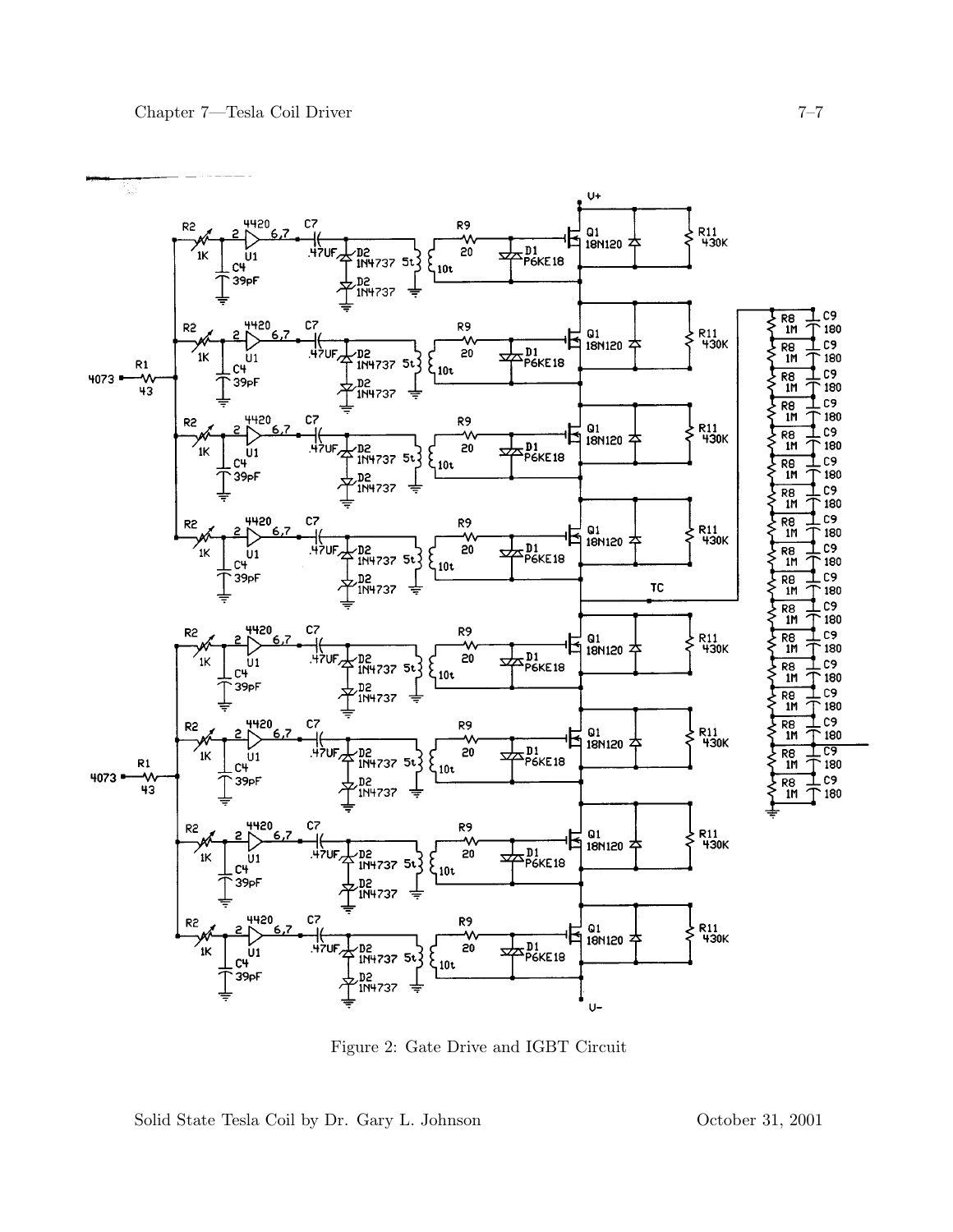Figure 2: Gate Drive and IGBT Circuit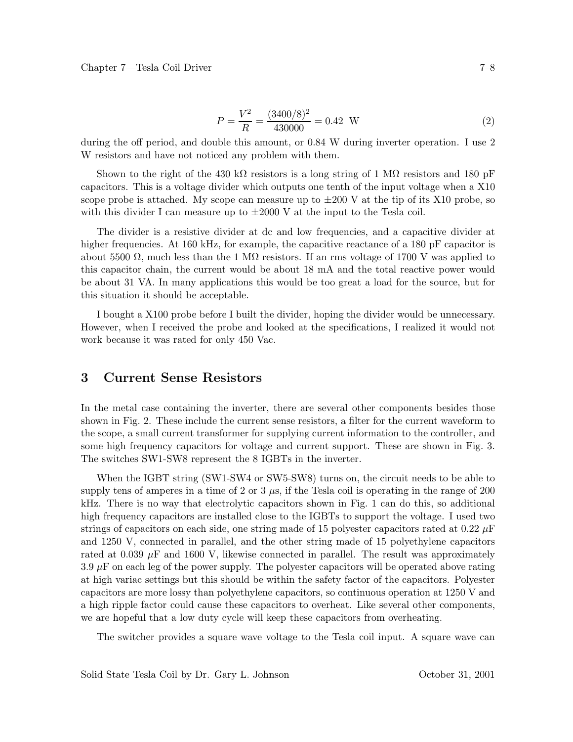$$P = \frac{V^2}{R} = \frac{(3400/8)^2}{430000} = 0.42 \text{ W} \tag{2}$$

during the off period, and double this amount, or 0.84 W during inverter operation. I use 2 W resistors and have not noticed any problem with them.

Shown to the right of the 430 kΩ resistors is a long string of 1 MΩ resistors and 180 pF capacitors. This is a voltage divider which outputs one tenth of the input voltage when a X10 scope probe is attached. My scope can measure up to ±200 V at the tip of its X10 probe, so with this divider I can measure up to ±2000 V at the input to the Tesla coil.

The divider is a resistive divider at dc and low frequencies, and a capacitive divider at higher frequencies. At 160 kHz, for example, the capacitive reactance of a 180 pF capacitor is about 5500 Ω, much less than the 1 MΩ resistors. If an rms voltage of 1700 V was applied to this capacitor chain, the current would be about 18 mA and the total reactive power would be about 31 VA. In many applications this would be too great a load for the source, but for this situation it should be acceptable.

I bought a X100 probe before I built the divider, hoping the divider would be unnecessary. However, when I received the probe and looked at the specifications, I realized it would not work because it was rated for only 450 Vac.

## 3 Current Sense Resistors

In the metal case containing the inverter, there are several other components besides those shown in Fig. 2. These include the current sense resistors, a filter for the current waveform to the scope, a small current transformer for supplying current information to the controller, and some high frequency capacitors for voltage and current support. These are shown in Fig. 3. The switches SW1-SW8 represent the 8 IGBTs in the inverter.

When the IGBT string (SW1-SW4 or SW5-SW8) turns on, the circuit needs to be able to supply tens of amperes in a time of 2 or 3 $\mu$s, if the Tesla coil is operating in the range of 200 kHz. There is no way that electrolytic capacitors shown in Fig. 1 can do this, so additional high frequency capacitors are installed close to the IGBTs to support the voltage. I used two strings of capacitors on each side, one string made of 15 polyester capacitors rated at 0.22 $\mu$F and 1250 V, connected in parallel, and the other string made of 15 polyethylene capacitors rated at 0.039 $\mu$F and 1600 V, likewise connected in parallel. The result was approximately 3.9 $\mu$F on each leg of the power supply. The polyester capacitors will be operated above rating at high variac settings but this should be within the safety factor of the capacitors. Polyester capacitors are more lossy than polyethylene capacitors, so continuous operation at 1250 V and a high ripple factor could cause these capacitors to overheat. Like several other components, we are hopeful that a low duty cycle will keep these capacitors from overheating.

The switcher provides a square wave voltage to the Tesla coil input. A square wave can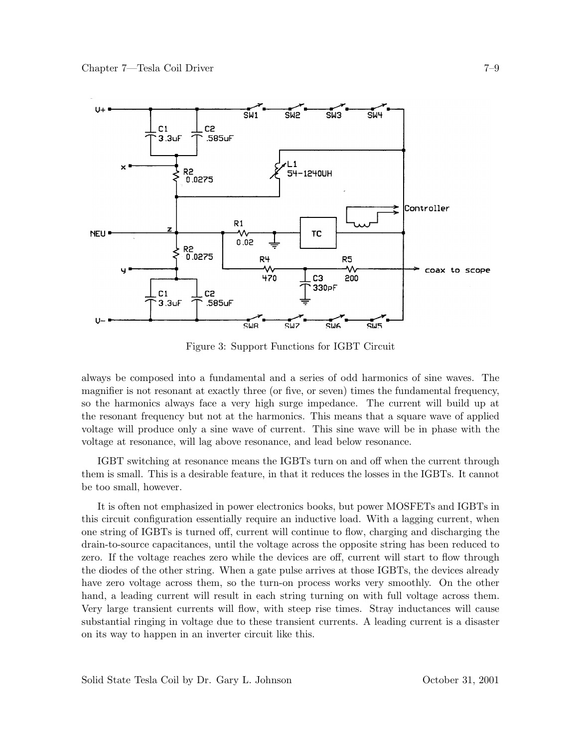Figure 3: Support Functions for IGBT Circuit

always be composed into a fundamental and a series of odd harmonics of sine waves. The magnifier is not resonant at exactly three (or five, or seven) times the fundamental frequency, so the harmonics always face a very high surge impedance. The current will build up at the resonant frequency but not at the harmonics. This means that a square wave of applied voltage will produce only a sine wave of current. This sine wave will be in phase with the voltage at resonance, will lag above resonance, and lead below resonance.

IGBT switching at resonance means the IGBTs turn on and off when the current through them is small. This is a desirable feature, in that it reduces the losses in the IGBTs. It cannot be too small, however.

It is often not emphasized in power electronics books, but power MOSFETs and IGBTs in this circuit configuration essentially require an inductive load. With a lagging current, when one string of IGBTs is turned off, current will continue to flow, charging and discharging the drain-to-source capacitances, until the voltage across the opposite string has been reduced to zero. If the voltage reaches zero while the devices are off, current will start to flow through the diodes of the other string. When a gate pulse arrives at those IGBTs, the devices already have zero voltage across them, so the turn-on process works very smoothly. On the other hand, a leading current will result in each string turning on with full voltage across them. Very large transient currents will flow, with steep rise times. Stray inductances will cause substantial ringing in voltage due to these transient currents. A leading current is a disaster on its way to happen in an inverter circuit like this.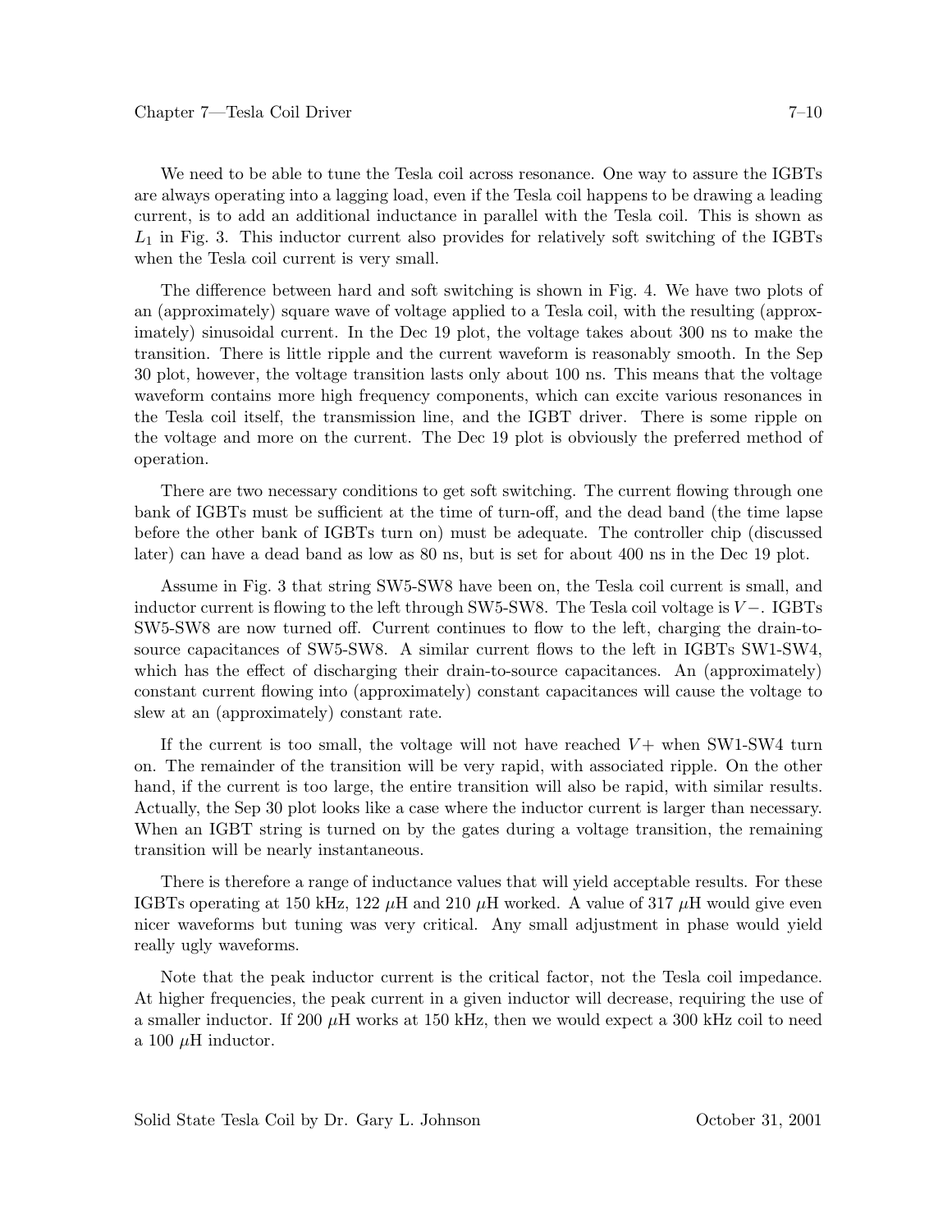We need to be able to tune the Tesla coil across resonance. One way to assure the IGBTs are always operating into a lagging load, even if the Tesla coil happens to be drawing a leading current, is to add an additional inductance in parallel with the Tesla coil. This is shown as $L_1$ in Fig. 3. This inductor current also provides for relatively soft switching of the IGBTs when the Tesla coil current is very small.

The difference between hard and soft switching is shown in Fig. 4. We have two plots of an (approximately) square wave of voltage applied to a Tesla coil, with the resulting (approximately) sinusoidal current. In the Dec 19 plot, the voltage takes about 300 ns to make the transition. There is little ripple and the current waveform is reasonably smooth. In the Sep 30 plot, however, the voltage transition lasts only about 100 ns. This means that the voltage waveform contains more high frequency components, which can excite various resonances in the Tesla coil itself, the transmission line, and the IGBT driver. There is some ripple on the voltage and more on the current. The Dec 19 plot is obviously the preferred method of operation.

There are two necessary conditions to get soft switching. The current flowing through one bank of IGBTs must be sufficient at the time of turn-off, and the dead band (the time lapse before the other bank of IGBTs turn on) must be adequate. The controller chip (discussed later) can have a dead band as low as 80 ns, but is set for about 400 ns in the Dec 19 plot.

Assume in Fig. 3 that string SW5-SW8 have been on, the Tesla coil current is small, and inductor current is flowing to the left through SW5-SW8. The Tesla coil voltage is $V-$. IGBTs SW5-SW8 are now turned off. Current continues to flow to the left, charging the drain-to-source capacitances of SW5-SW8. A similar current flows to the left in IGBTs SW1-SW4, which has the effect of discharging their drain-to-source capacitances. An (approximately) constant current flowing into (approximately) constant capacitances will cause the voltage to slew at an (approximately) constant rate.

If the current is too small, the voltage will not have reached $V+$ when SW1-SW4 turn on. The remainder of the transition will be very rapid, with associated ripple. On the other hand, if the current is too large, the entire transition will also be rapid, with similar results. Actually, the Sep 30 plot looks like a case where the inductor current is larger than necessary. When an IGBT string is turned on by the gates during a voltage transition, the remaining transition will be nearly instantaneous.

There is therefore a range of inductance values that will yield acceptable results. For these IGBTs operating at 150 kHz, 122 $\mu$H and 210 $\mu$H worked. A value of 317 $\mu$H would give even nicer waveforms but tuning was very critical. Any small adjustment in phase would yield really ugly waveforms.

Note that the peak inductor current is the critical factor, not the Tesla coil impedance. At higher frequencies, the peak current in a given inductor will decrease, requiring the use of a smaller inductor. If 200 $\mu$H works at 150 kHz, then we would expect a 300 kHz coil to need a 100 $\mu$H inductor.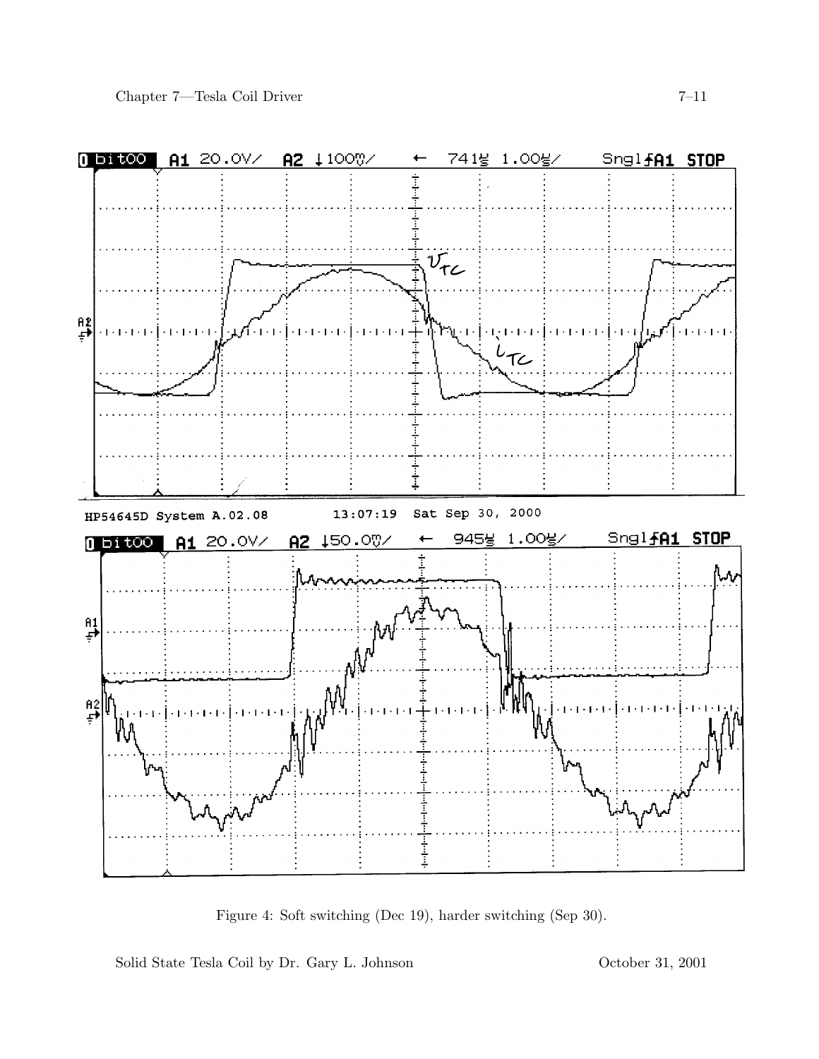Figure 4: Soft switching (Dec 19), harder switching (Sep 30).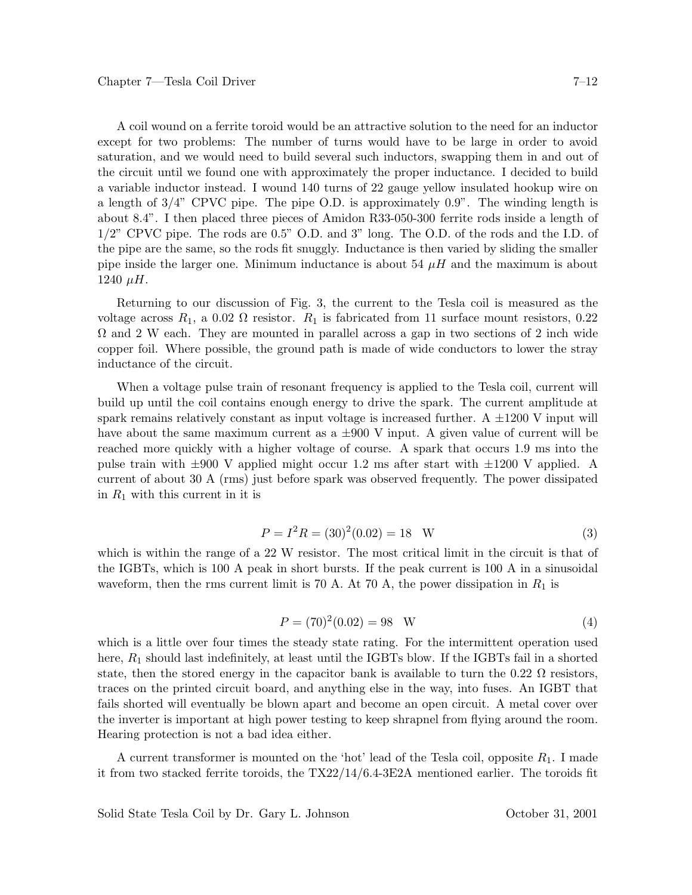A coil wound on a ferrite toroid would be an attractive solution to the need for an inductor except for two problems: The number of turns would have to be large in order to avoid saturation, and we would need to build several such inductors, swapping them in and out of the circuit until we found one with approximately the proper inductance. I decided to build a variable inductor instead. I wound 140 turns of 22 gauge yellow insulated hookup wire on a length of 3/4" CPVC pipe. The pipe O.D. is approximately 0.9". The winding length is about 8.4". I then placed three pieces of Amidon R33-050-300 ferrite rods inside a length of 1/2" CPVC pipe. The rods are 0.5" O.D. and 3" long. The O.D. of the rods and the I.D. of the pipe are the same, so the rods fit snuggly. Inductance is then varied by sliding the smaller pipe inside the larger one. Minimum inductance is about 54 $\mu H$ and the maximum is about 1240 $\mu H$.

Returning to our discussion of Fig. 3, the current to the Tesla coil is measured as the voltage across $R_1$, a 0.02 Ω resistor. $R_1$ is fabricated from 11 surface mount resistors, 0.22 Ω and 2 W each. They are mounted in parallel across a gap in two sections of 2 inch wide copper foil. Where possible, the ground path is made of wide conductors to lower the stray inductance of the circuit.

When a voltage pulse train of resonant frequency is applied to the Tesla coil, current will build up until the coil contains enough energy to drive the spark. The current amplitude at spark remains relatively constant as input voltage is increased further. A ±1200 V input will have about the same maximum current as a ±900 V input. A given value of current will be reached more quickly with a higher voltage of course. A spark that occurs 1.9 ms into the pulse train with ±900 V applied might occur 1.2 ms after start with ±1200 V applied. A current of about 30 A (rms) just before spark was observed frequently. The power dissipated in $R_1$ with this current in it is

$$P = I^2R = (30)^2(0.02) = 18 \quad \text{W} \tag{3}$$

which is within the range of a 22 W resistor. The most critical limit in the circuit is that of the IGBTs, which is 100 A peak in short bursts. If the peak current is 100 A in a sinusoidal waveform, then the rms current limit is 70 A. At 70 A, the power dissipation in $R_1$ is

$$P = (70)^2(0.02) = 98 \quad \text{W} \tag{4}$$

which is a little over four times the steady state rating. For the intermittent operation used here, $R_1$ should last indefinitely, at least until the IGBTs blow. If the IGBTs fail in a shorted state, then the stored energy in the capacitor bank is available to turn the 0.22 Ω resistors, traces on the printed circuit board, and anything else in the way, into fuses. An IGBT that fails shorted will eventually be blown apart and become an open circuit. A metal cover over the inverter is important at high power testing to keep shrapnel from flying around the room. Hearing protection is not a bad idea either.

A current transformer is mounted on the 'hot' lead of the Tesla coil, opposite $R_1$. I made it from two stacked ferrite toroids, the TX22/14/6.4-3E2A mentioned earlier. The toroids fit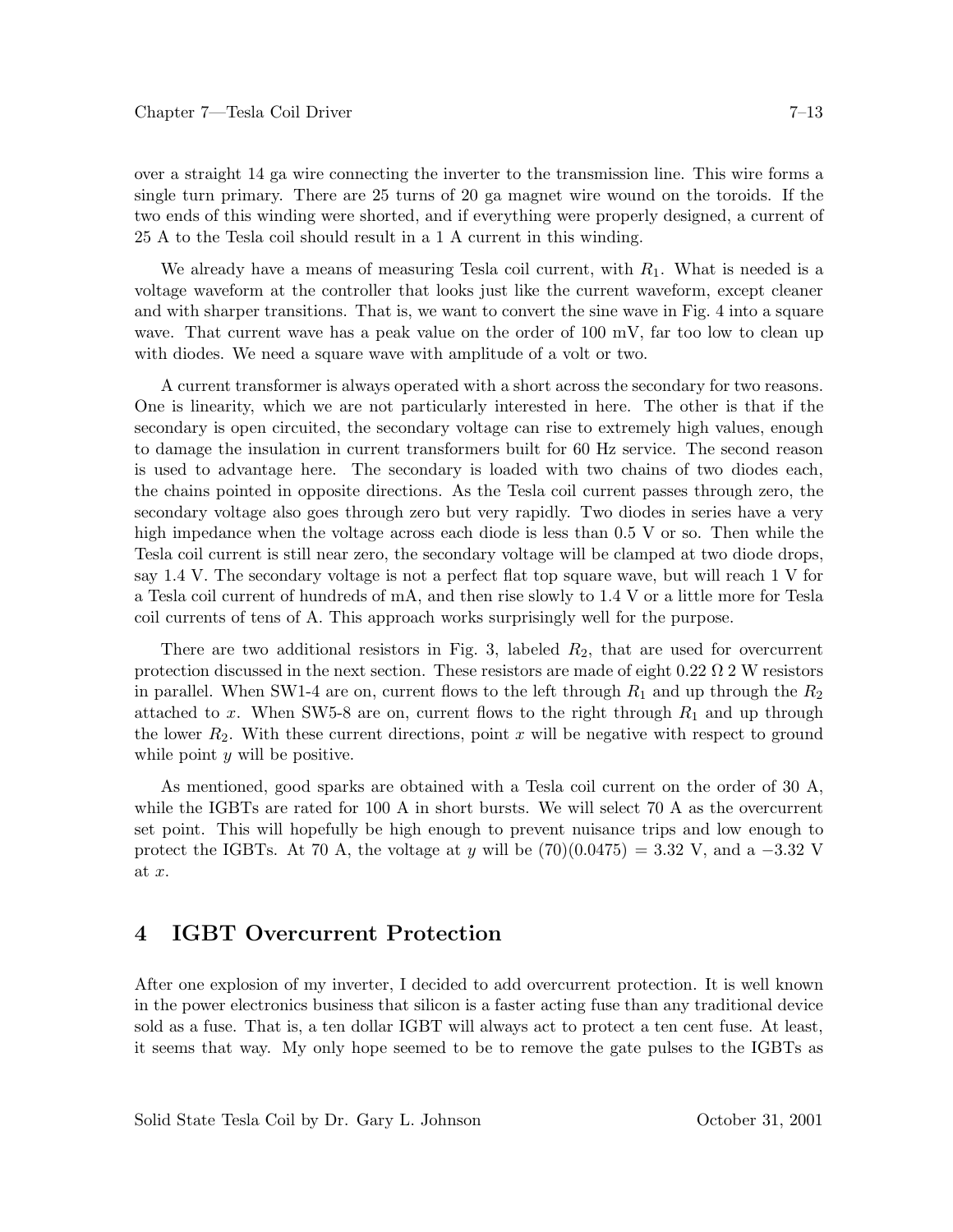over a straight 14 ga wire connecting the inverter to the transmission line. This wire forms a single turn primary. There are 25 turns of 20 ga magnet wire wound on the toroids. If the two ends of this winding were shorted, and if everything were properly designed, a current of 25 A to the Tesla coil should result in a 1 A current in this winding.

We already have a means of measuring Tesla coil current, with $R_1$. What is needed is a voltage waveform at the controller that looks just like the current waveform, except cleaner and with sharper transitions. That is, we want to convert the sine wave in Fig. 4 into a square wave. That current wave has a peak value on the order of 100 mV, far too low to clean up with diodes. We need a square wave with amplitude of a volt or two.

A current transformer is always operated with a short across the secondary for two reasons. One is linearity, which we are not particularly interested in here. The other is that if the secondary is open circuited, the secondary voltage can rise to extremely high values, enough to damage the insulation in current transformers built for 60 Hz service. The second reason is used to advantage here. The secondary is loaded with two chains of two diodes each, the chains pointed in opposite directions. As the Tesla coil current passes through zero, the secondary voltage also goes through zero but very rapidly. Two diodes in series have a very high impedance when the voltage across each diode is less than 0.5 V or so. Then while the Tesla coil current is still near zero, the secondary voltage will be clamped at two diode drops, say 1.4 V. The secondary voltage is not a perfect flat top square wave, but will reach 1 V for a Tesla coil current of hundreds of mA, and then rise slowly to 1.4 V or a little more for Tesla coil currents of tens of A. This approach works surprisingly well for the purpose.

There are two additional resistors in Fig. 3, labeled $R_2$, that are used for overcurrent protection discussed in the next section. These resistors are made of eight 0.22 Ω 2 W resistors in parallel. When SW1-4 are on, current flows to the left through $R_1$ and up through the $R_2$ attached to $x$. When SW5-8 are on, current flows to the right through $R_1$ and up through the lower $R_2$. With these current directions, point $x$ will be negative with respect to ground while point $y$ will be positive.

As mentioned, good sparks are obtained with a Tesla coil current on the order of 30 A, while the IGBTs are rated for 100 A in short bursts. We will select 70 A as the overcurrent set point. This will hopefully be high enough to prevent nuisance trips and low enough to protect the IGBTs. At 70 A, the voltage at $y$ will be $(70)(0.0475) = 3.32$ V, and a $-3.32$ V at $x$.

## 4 IGBT Overcurrent Protection

After one explosion of my inverter, I decided to add overcurrent protection. It is well known in the power electronics business that silicon is a faster acting fuse than any traditional device sold as a fuse. That is, a ten dollar IGBT will always act to protect a ten cent fuse. At least, it seems that way. My only hope seemed to be to remove the gate pulses to the IGBTs as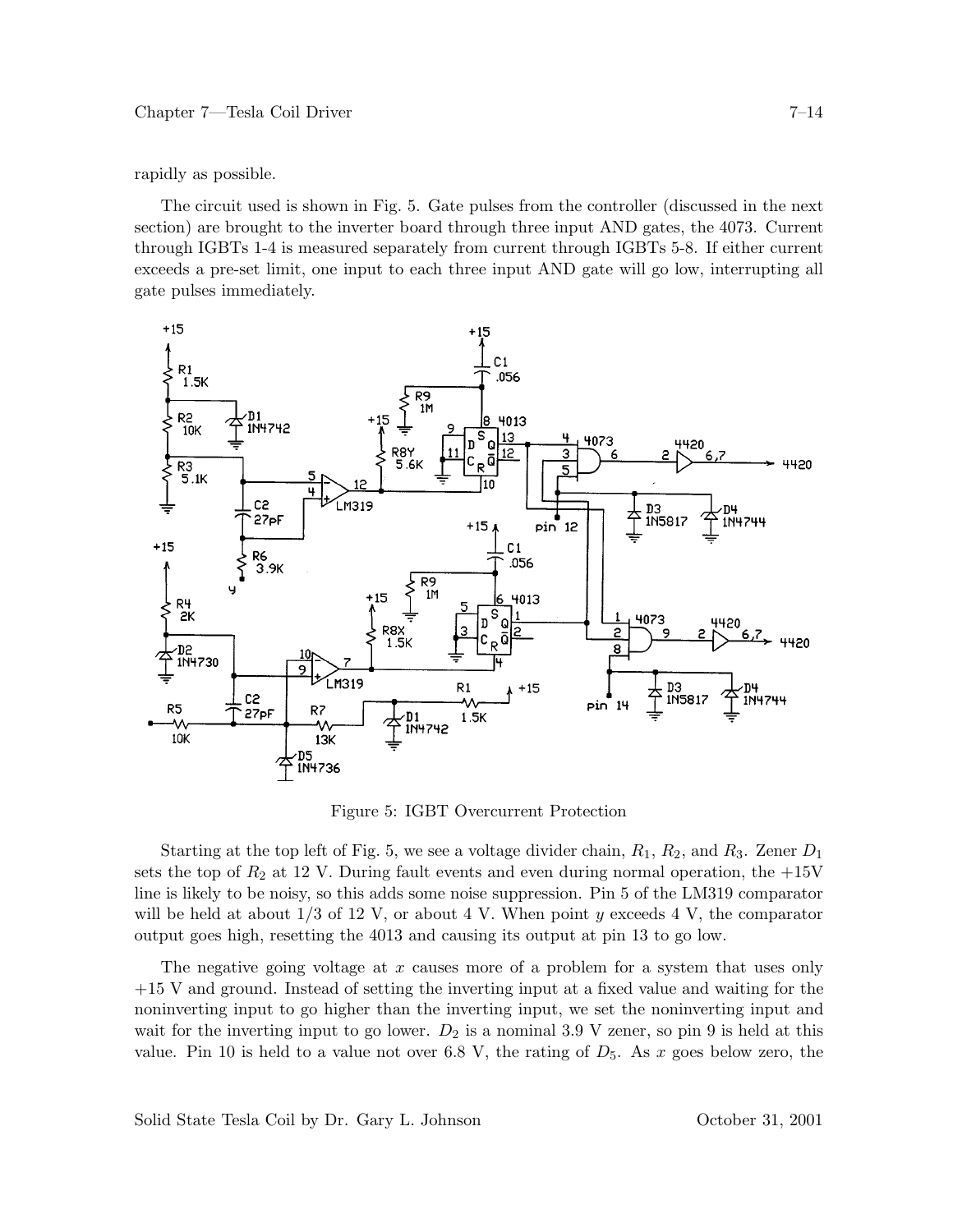rapidly as possible.

The circuit used is shown in Fig. 5. Gate pulses from the controller (discussed in the next section) are brought to the inverter board through three input AND gates, the 4073. Current through IGBTs 1-4 is measured separately from current through IGBTs 5-8. If either current exceeds a pre-set limit, one input to each three input AND gate will go low, interrupting all gate pulses immediately.

Figure 5: IGBT Overcurrent Protection

Starting at the top left of Fig. 5, we see a voltage divider chain, $R_1$, $R_2$, and $R_3$. Zener $D_1$ sets the top of $R_2$ at 12 V. During fault events and even during normal operation, the +15V line is likely to be noisy, so this adds some noise suppression. Pin 5 of the LM319 comparator will be held at about 1/3 of 12 V, or about 4 V. When point $y$ exceeds 4 V, the comparator output goes high, resetting the 4013 and causing its output at pin 13 to go low.

The negative going voltage at $x$ causes more of a problem for a system that uses only +15 V and ground. Instead of setting the inverting input at a fixed value and waiting for the noninverting input to go higher than the inverting input, we set the noninverting input and wait for the inverting input to go lower. $D_2$ is a nominal 3.9 V zener, so pin 9 is held at this value. Pin 10 is held to a value not over 6.8 V, the rating of $D_5$. As $x$ goes below zero, the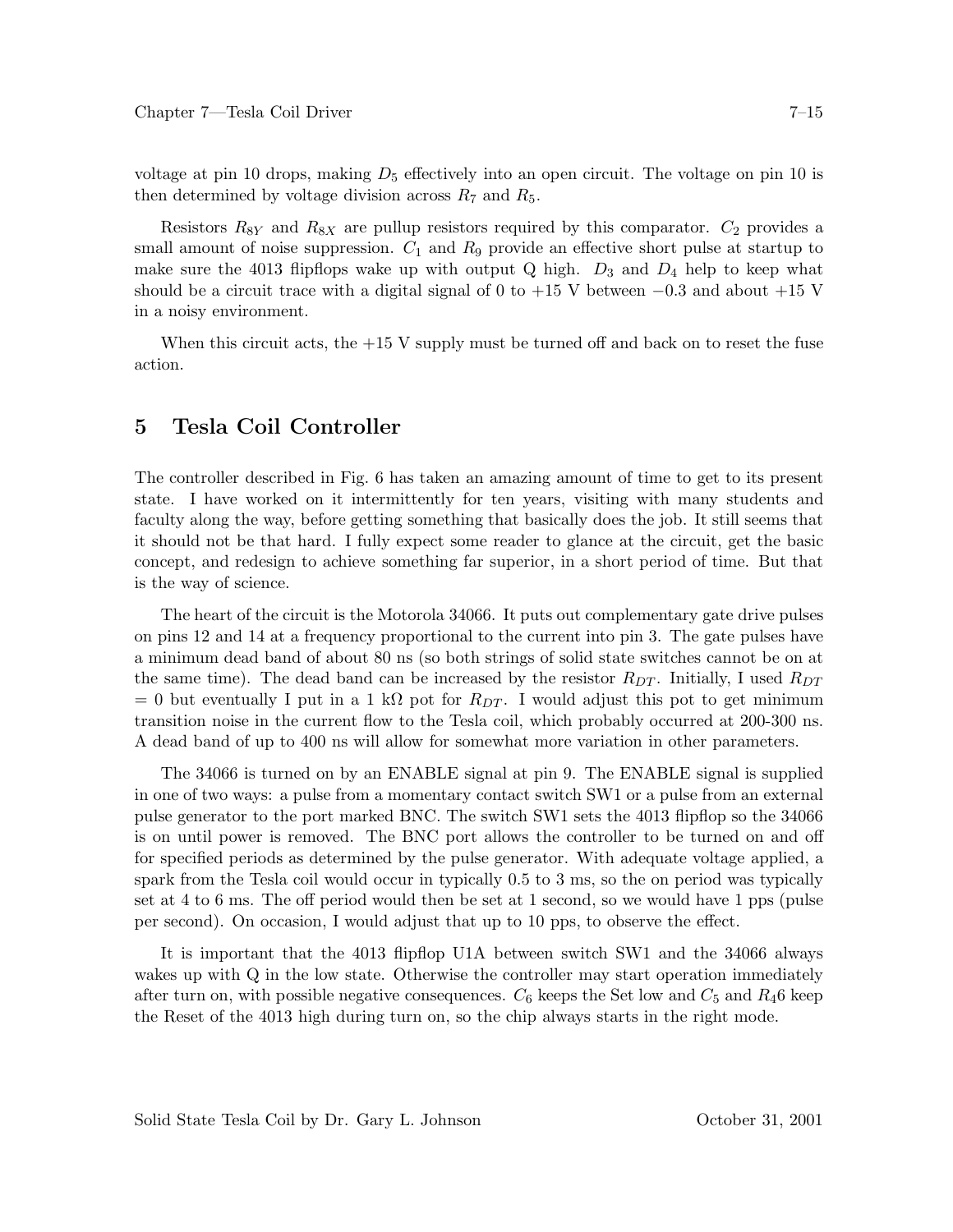voltage at pin 10 drops, making $D_5$ effectively into an open circuit. The voltage on pin 10 is then determined by voltage division across $R_7$ and $R_5$.

Resistors $R_{8Y}$ and $R_{8X}$ are pullup resistors required by this comparator. $C_2$ provides a small amount of noise suppression. $C_1$ and $R_9$ provide an effective short pulse at startup to make sure the 4013 flipflops wake up with output Q high. $D_3$ and $D_4$ help to keep what should be a circuit trace with a digital signal of 0 to +15 V between −0.3 and about +15 V in a noisy environment.

When this circuit acts, the +15 V supply must be turned off and back on to reset the fuse action.

## 5 Tesla Coil Controller

The controller described in Fig. 6 has taken an amazing amount of time to get to its present state. I have worked on it intermittently for ten years, visiting with many students and faculty along the way, before getting something that basically does the job. It still seems that it should not be that hard. I fully expect some reader to glance at the circuit, get the basic concept, and redesign to achieve something far superior, in a short period of time. But that is the way of science.

The heart of the circuit is the Motorola 34066. It puts out complementary gate drive pulses on pins 12 and 14 at a frequency proportional to the current into pin 3. The gate pulses have a minimum dead band of about 80 ns (so both strings of solid state switches cannot be on at the same time). The dead band can be increased by the resistor $R_{DT}$. Initially, I used $R_{DT}$ = 0 but eventually I put in a 1 kΩ pot for $R_{DT}$. I would adjust this pot to get minimum transition noise in the current flow to the Tesla coil, which probably occurred at 200-300 ns. A dead band of up to 400 ns will allow for somewhat more variation in other parameters.

The 34066 is turned on by an ENABLE signal at pin 9. The ENABLE signal is supplied in one of two ways: a pulse from a momentary contact switch SW1 or a pulse from an external pulse generator to the port marked BNC. The switch SW1 sets the 4013 flipflop so the 34066 is on until power is removed. The BNC port allows the controller to be turned on and off for specified periods as determined by the pulse generator. With adequate voltage applied, a spark from the Tesla coil would occur in typically 0.5 to 3 ms, so the on period was typically set at 4 to 6 ms. The off period would then be set at 1 second, so we would have 1 pps (pulse per second). On occasion, I would adjust that up to 10 pps, to observe the effect.

It is important that the 4013 flipflop U1A between switch SW1 and the 34066 always wakes up with Q in the low state. Otherwise the controller may start operation immediately after turn on, with possible negative consequences. $C_6$ keeps the Set low and $C_5$ and $R_46$ keep the Reset of the 4013 high during turn on, so the chip always starts in the right mode.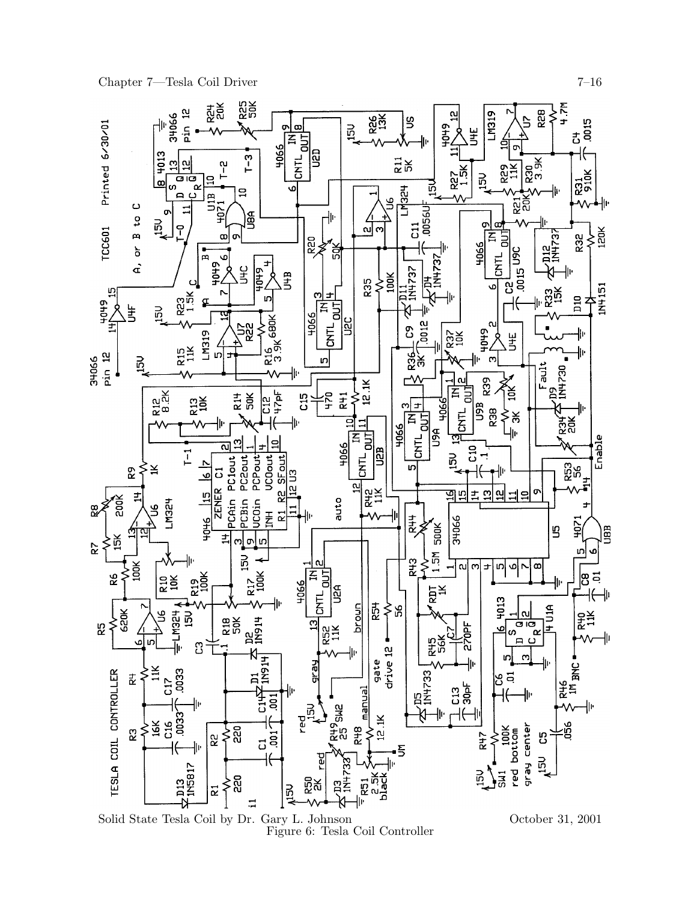Figure 6: Tesla Coil Controller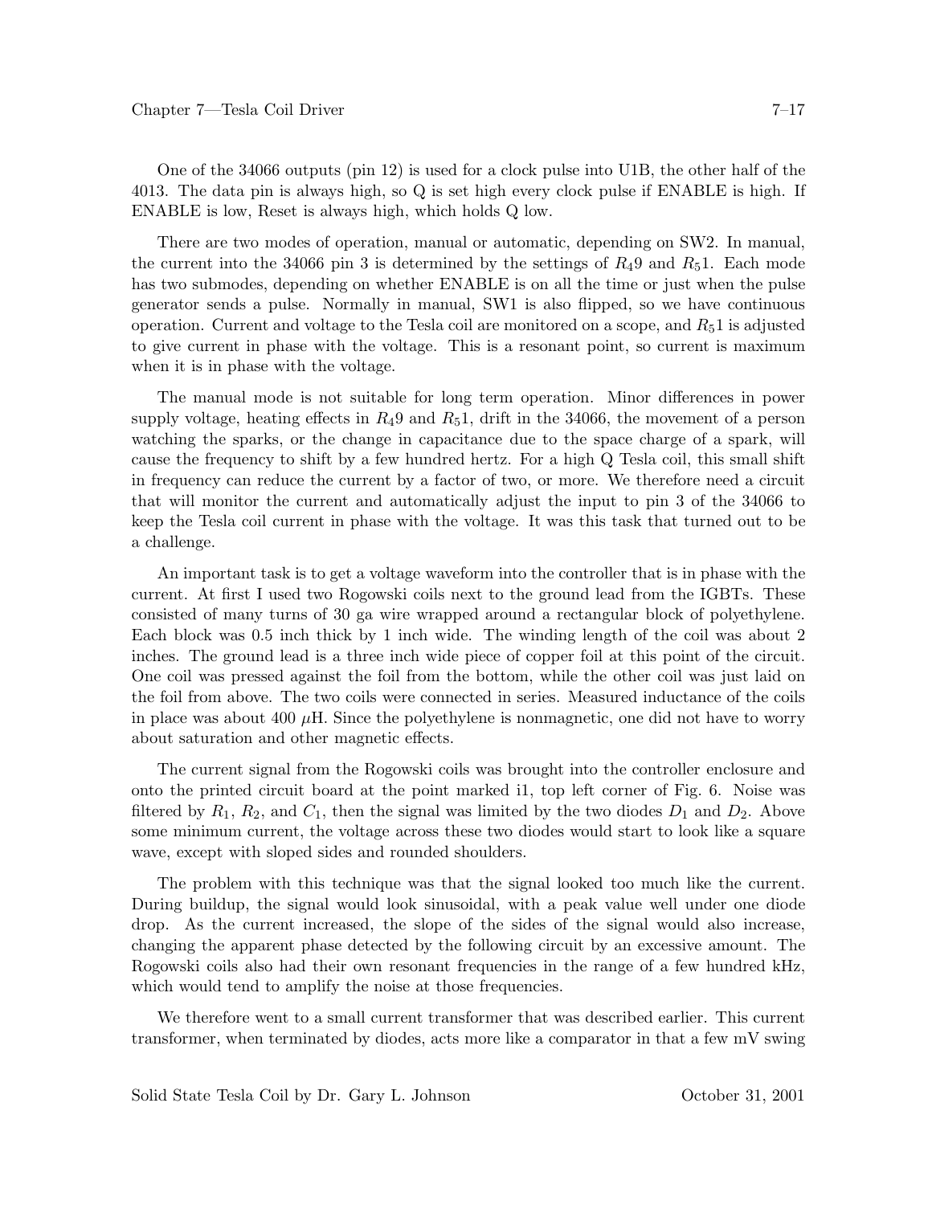One of the 34066 outputs (pin 12) is used for a clock pulse into U1B, the other half of the 4013. The data pin is always high, so Q is set high every clock pulse if ENABLE is high. If ENABLE is low, Reset is always high, which holds Q low.

There are two modes of operation, manual or automatic, depending on SW2. In manual, the current into the 34066 pin 3 is determined by the settings of $R_49$ and $R_51$. Each mode has two submodes, depending on whether ENABLE is on all the time or just when the pulse generator sends a pulse. Normally in manual, SW1 is also flipped, so we have continuous operation. Current and voltage to the Tesla coil are monitored on a scope, and $R_51$ is adjusted to give current in phase with the voltage. This is a resonant point, so current is maximum when it is in phase with the voltage.

The manual mode is not suitable for long term operation. Minor differences in power supply voltage, heating effects in $R_49$ and $R_51$, drift in the 34066, the movement of a person watching the sparks, or the change in capacitance due to the space charge of a spark, will cause the frequency to shift by a few hundred hertz. For a high Q Tesla coil, this small shift in frequency can reduce the current by a factor of two, or more. We therefore need a circuit that will monitor the current and automatically adjust the input to pin 3 of the 34066 to keep the Tesla coil current in phase with the voltage. It was this task that turned out to be a challenge.

An important task is to get a voltage waveform into the controller that is in phase with the current. At first I used two Rogowski coils next to the ground lead from the IGBTs. These consisted of many turns of 30 ga wire wrapped around a rectangular block of polyethylene. Each block was 0.5 inch thick by 1 inch wide. The winding length of the coil was about 2 inches. The ground lead is a three inch wide piece of copper foil at this point of the circuit. One coil was pressed against the foil from the bottom, while the other coil was just laid on the foil from above. The two coils were connected in series. Measured inductance of the coils in place was about 400 $\mu$H. Since the polyethylene is nonmagnetic, one did not have to worry about saturation and other magnetic effects.

The current signal from the Rogowski coils was brought into the controller enclosure and onto the printed circuit board at the point marked i1, top left corner of Fig. 6. Noise was filtered by $R_1$, $R_2$, and $C_1$, then the signal was limited by the two diodes $D_1$ and $D_2$. Above some minimum current, the voltage across these two diodes would start to look like a square wave, except with sloped sides and rounded shoulders.

The problem with this technique was that the signal looked too much like the current. During buildup, the signal would look sinusoidal, with a peak value well under one diode drop. As the current increased, the slope of the sides of the signal would also increase, changing the apparent phase detected by the following circuit by an excessive amount. The Rogowski coils also had their own resonant frequencies in the range of a few hundred kHz, which would tend to amplify the noise at those frequencies.

We therefore went to a small current transformer that was described earlier. This current transformer, when terminated by diodes, acts more like a comparator in that a few mV swing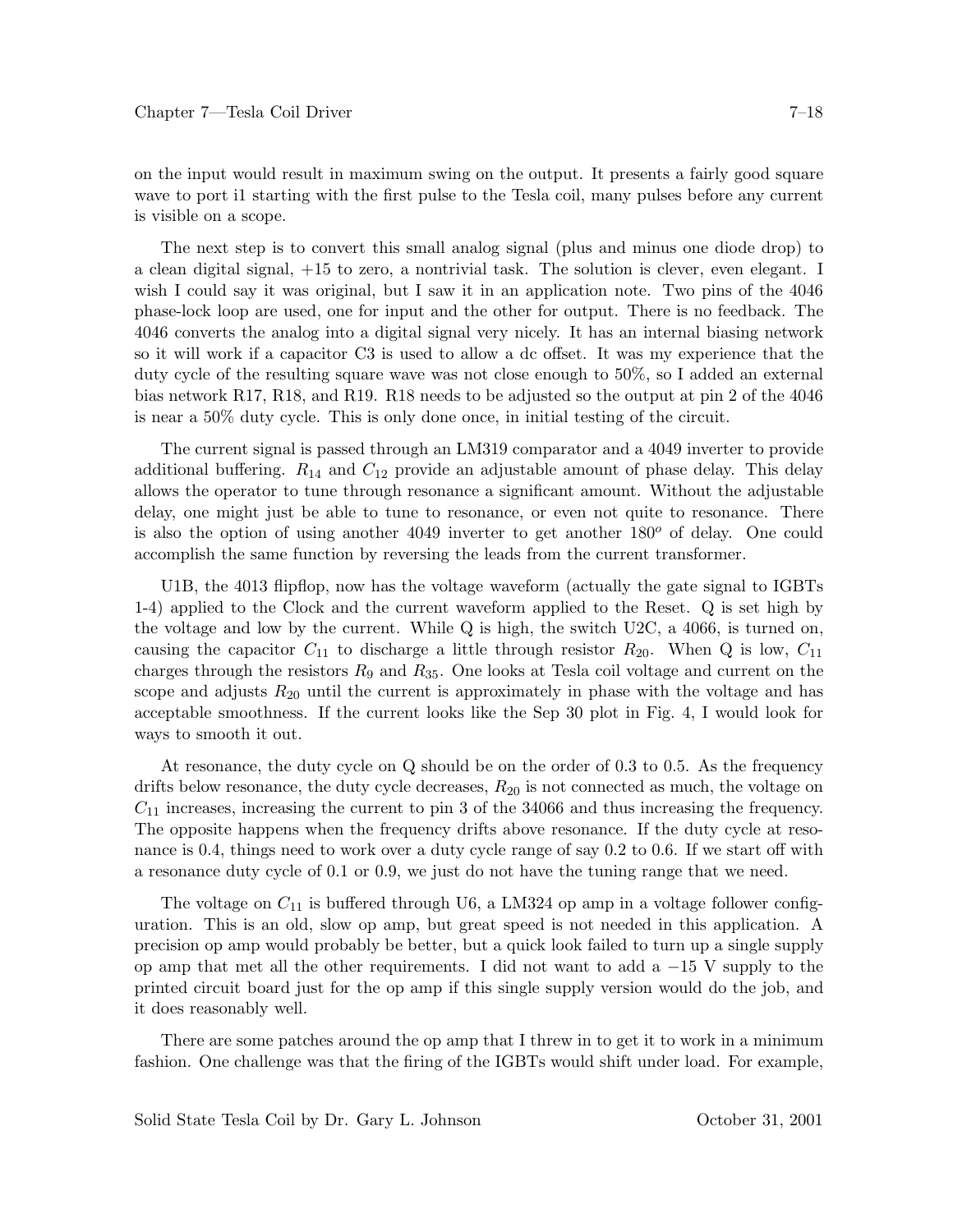on the input would result in maximum swing on the output. It presents a fairly good square wave to port i1 starting with the first pulse to the Tesla coil, many pulses before any current is visible on a scope.

The next step is to convert this small analog signal (plus and minus one diode drop) to a clean digital signal, +15 to zero, a nontrivial task. The solution is clever, even elegant. I wish I could say it was original, but I saw it in an application note. Two pins of the 4046 phase-lock loop are used, one for input and the other for output. There is no feedback. The 4046 converts the analog into a digital signal very nicely. It has an internal biasing network so it will work if a capacitor C3 is used to allow a dc offset. It was my experience that the duty cycle of the resulting square wave was not close enough to 50%, so I added an external bias network R17, R18, and R19. R18 needs to be adjusted so the output at pin 2 of the 4046 is near a 50% duty cycle. This is only done once, in initial testing of the circuit.

The current signal is passed through an LM319 comparator and a 4049 inverter to provide additional buffering. $R_{14}$ and $C_{12}$ provide an adjustable amount of phase delay. This delay allows the operator to tune through resonance a significant amount. Without the adjustable delay, one might just be able to tune to resonance, or even not quite to resonance. There is also the option of using another 4049 inverter to get another $180^o$ of delay. One could accomplish the same function by reversing the leads from the current transformer.

U1B, the 4013 flipflop, now has the voltage waveform (actually the gate signal to IGBTs 1-4) applied to the Clock and the current waveform applied to the Reset. Q is set high by the voltage and low by the current. While Q is high, the switch U2C, a 4066, is turned on, causing the capacitor $C_{11}$ to discharge a little through resistor $R_{20}$. When Q is low, $C_{11}$ charges through the resistors $R_9$ and $R_{35}$. One looks at Tesla coil voltage and current on the scope and adjusts $R_{20}$ until the current is approximately in phase with the voltage and has acceptable smoothness. If the current looks like the Sep 30 plot in Fig. 4, I would look for ways to smooth it out.

At resonance, the duty cycle on Q should be on the order of 0.3 to 0.5. As the frequency drifts below resonance, the duty cycle decreases, $R_{20}$ is not connected as much, the voltage on $C_{11}$ increases, increasing the current to pin 3 of the 34066 and thus increasing the frequency. The opposite happens when the frequency drifts above resonance. If the duty cycle at resonance is 0.4, things need to work over a duty cycle range of say 0.2 to 0.6. If we start off with a resonance duty cycle of 0.1 or 0.9, we just do not have the tuning range that we need.

The voltage on $C_{11}$ is buffered through U6, a LM324 op amp in a voltage follower configuration. This is an old, slow op amp, but great speed is not needed in this application. A precision op amp would probably be better, but a quick look failed to turn up a single supply op amp that met all the other requirements. I did not want to add a −15 V supply to the printed circuit board just for the op amp if this single supply version would do the job, and it does reasonably well.

There are some patches around the op amp that I threw in to get it to work in a minimum fashion. One challenge was that the firing of the IGBTs would shift under load. For example,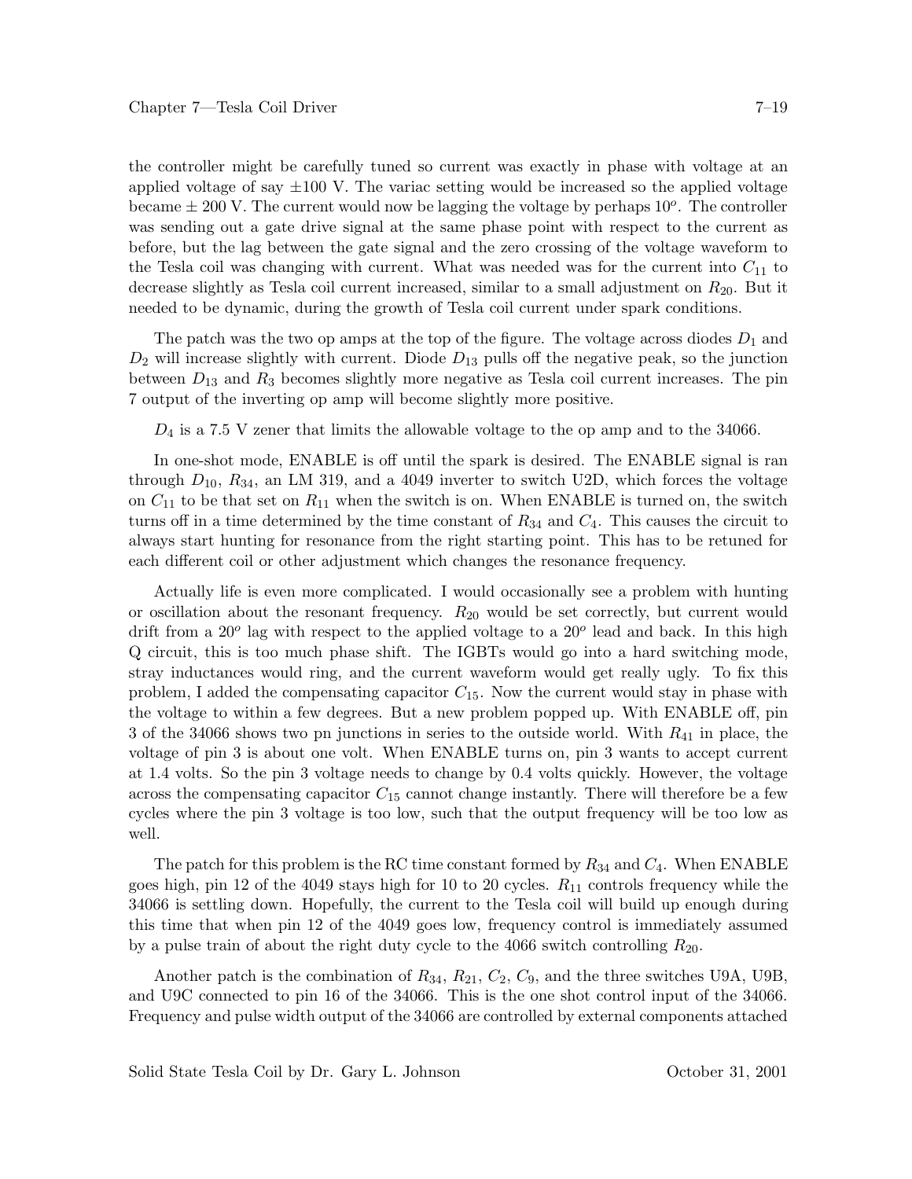the controller might be carefully tuned so current was exactly in phase with voltage at an applied voltage of say $\pm 100$ V. The variac setting would be increased so the applied voltage became $\pm$ 200 V. The current would now be lagging the voltage by perhaps $10^o$. The controller was sending out a gate drive signal at the same phase point with respect to the current as before, but the lag between the gate signal and the zero crossing of the voltage waveform to the Tesla coil was changing with current. What was needed was for the current into $C_{11}$ to decrease slightly as Tesla coil current increased, similar to a small adjustment on $R_{20}$. But it needed to be dynamic, during the growth of Tesla coil current under spark conditions.

The patch was the two op amps at the top of the figure. The voltage across diodes $D_1$ and $D_2$ will increase slightly with current. Diode $D_{13}$ pulls off the negative peak, so the junction between $D_{13}$ and $R_3$ becomes slightly more negative as Tesla coil current increases. The pin 7 output of the inverting op amp will become slightly more positive.

$D_4$ is a 7.5 V zener that limits the allowable voltage to the op amp and to the 34066.

In one-shot mode, ENABLE is off until the spark is desired. The ENABLE signal is ran through $D_{10}$, $R_{34}$, an LM 319, and a 4049 inverter to switch U2D, which forces the voltage on $C_{11}$ to be that set on $R_{11}$ when the switch is on. When ENABLE is turned on, the switch turns off in a time determined by the time constant of $R_{34}$ and $C_4$. This causes the circuit to always start hunting for resonance from the right starting point. This has to be retuned for each different coil or other adjustment which changes the resonance frequency.

Actually life is even more complicated. I would occasionally see a problem with hunting or oscillation about the resonant frequency. $R_{20}$ would be set correctly, but current would drift from a $20^o$ lag with respect to the applied voltage to a $20^o$ lead and back. In this high Q circuit, this is too much phase shift. The IGBTs would go into a hard switching mode, stray inductances would ring, and the current waveform would get really ugly. To fix this problem, I added the compensating capacitor $C_{15}$. Now the current would stay in phase with the voltage to within a few degrees. But a new problem popped up. With ENABLE off, pin 3 of the 34066 shows two pn junctions in series to the outside world. With $R_{41}$ in place, the voltage of pin 3 is about one volt. When ENABLE turns on, pin 3 wants to accept current at 1.4 volts. So the pin 3 voltage needs to change by 0.4 volts quickly. However, the voltage across the compensating capacitor $C_{15}$ cannot change instantly. There will therefore be a few cycles where the pin 3 voltage is too low, such that the output frequency will be too low as well.

The patch for this problem is the RC time constant formed by $R_{34}$ and $C_4$. When ENABLE goes high, pin 12 of the 4049 stays high for 10 to 20 cycles. $R_{11}$ controls frequency while the 34066 is settling down. Hopefully, the current to the Tesla coil will build up enough during this time that when pin 12 of the 4049 goes low, frequency control is immediately assumed by a pulse train of about the right duty cycle to the 4066 switch controlling $R_{20}$.

Another patch is the combination of $R_{34}$, $R_{21}$, $C_2$, $C_9$, and the three switches U9A, U9B, and U9C connected to pin 16 of the 34066. This is the one shot control input of the 34066. Frequency and pulse width output of the 34066 are controlled by external components attached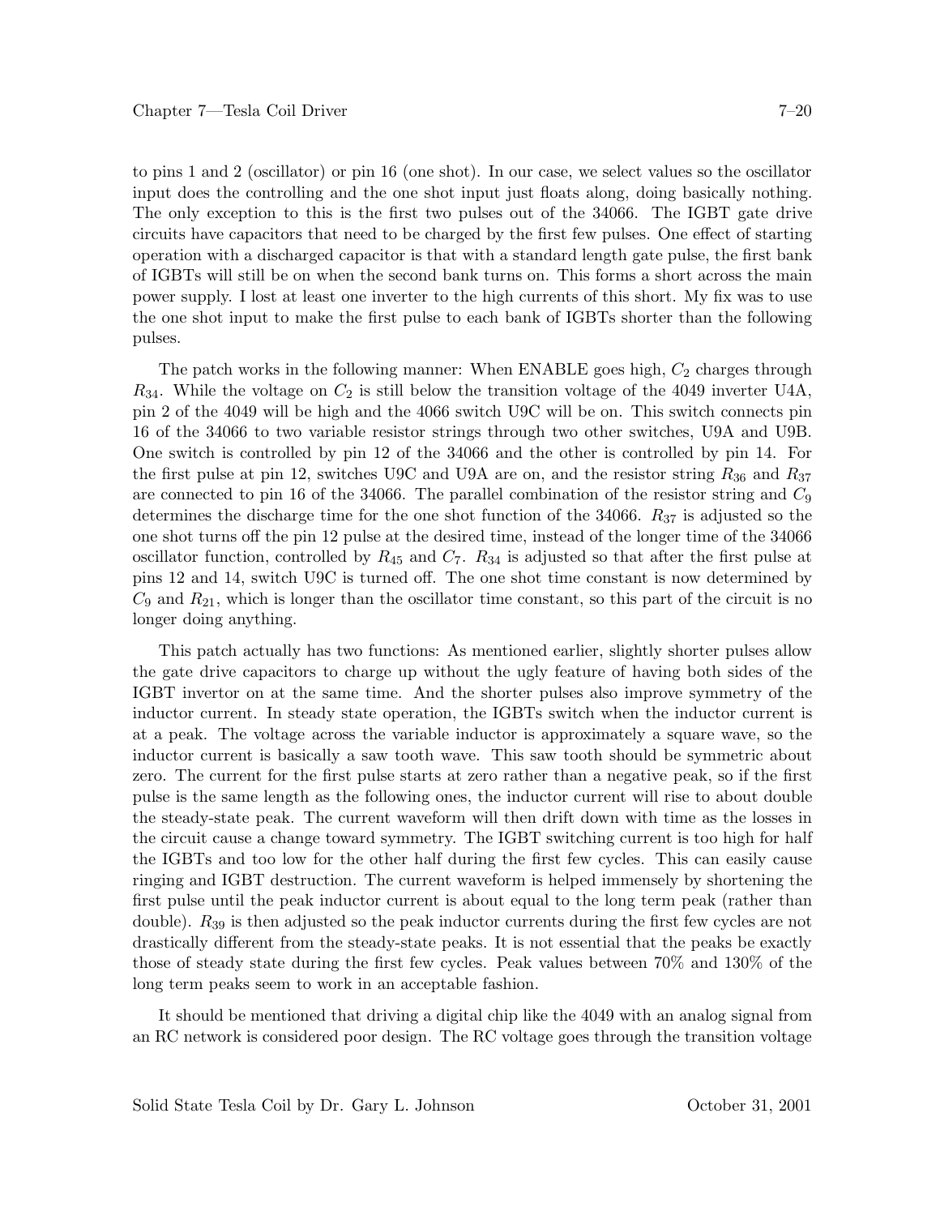to pins 1 and 2 (oscillator) or pin 16 (one shot). In our case, we select values so the oscillator input does the controlling and the one shot input just floats along, doing basically nothing. The only exception to this is the first two pulses out of the 34066. The IGBT gate drive circuits have capacitors that need to be charged by the first few pulses. One effect of starting operation with a discharged capacitor is that with a standard length gate pulse, the first bank of IGBTs will still be on when the second bank turns on. This forms a short across the main power supply. I lost at least one inverter to the high currents of this short. My fix was to use the one shot input to make the first pulse to each bank of IGBTs shorter than the following pulses.

The patch works in the following manner: When ENABLE goes high, $C_2$ charges through $R_{34}$. While the voltage on $C_2$ is still below the transition voltage of the 4049 inverter U4A, pin 2 of the 4049 will be high and the 4066 switch U9C will be on. This switch connects pin 16 of the 34066 to two variable resistor strings through two other switches, U9A and U9B. One switch is controlled by pin 12 of the 34066 and the other is controlled by pin 14. For the first pulse at pin 12, switches U9C and U9A are on, and the resistor string $R_{36}$ and $R_{37}$ are connected to pin 16 of the 34066. The parallel combination of the resistor string and $C_9$ determines the discharge time for the one shot function of the 34066. $R_{37}$ is adjusted so the one shot turns off the pin 12 pulse at the desired time, instead of the longer time of the 34066 oscillator function, controlled by $R_{45}$ and $C_7$. $R_{34}$ is adjusted so that after the first pulse at pins 12 and 14, switch U9C is turned off. The one shot time constant is now determined by $C_9$ and $R_{21}$, which is longer than the oscillator time constant, so this part of the circuit is no longer doing anything.

This patch actually has two functions: As mentioned earlier, slightly shorter pulses allow the gate drive capacitors to charge up without the ugly feature of having both sides of the IGBT invertor on at the same time. And the shorter pulses also improve symmetry of the inductor current. In steady state operation, the IGBTs switch when the inductor current is at a peak. The voltage across the variable inductor is approximately a square wave, so the inductor current is basically a saw tooth wave. This saw tooth should be symmetric about zero. The current for the first pulse starts at zero rather than a negative peak, so if the first pulse is the same length as the following ones, the inductor current will rise to about double the steady-state peak. The current waveform will then drift down with time as the losses in the circuit cause a change toward symmetry. The IGBT switching current is too high for half the IGBTs and too low for the other half during the first few cycles. This can easily cause ringing and IGBT destruction. The current waveform is helped immensely by shortening the first pulse until the peak inductor current is about equal to the long term peak (rather than double). $R_{39}$ is then adjusted so the peak inductor currents during the first few cycles are not drastically different from the steady-state peaks. It is not essential that the peaks be exactly those of steady state during the first few cycles. Peak values between 70% and 130% of the long term peaks seem to work in an acceptable fashion.

It should be mentioned that driving a digital chip like the 4049 with an analog signal from an RC network is considered poor design. The RC voltage goes through the transition voltage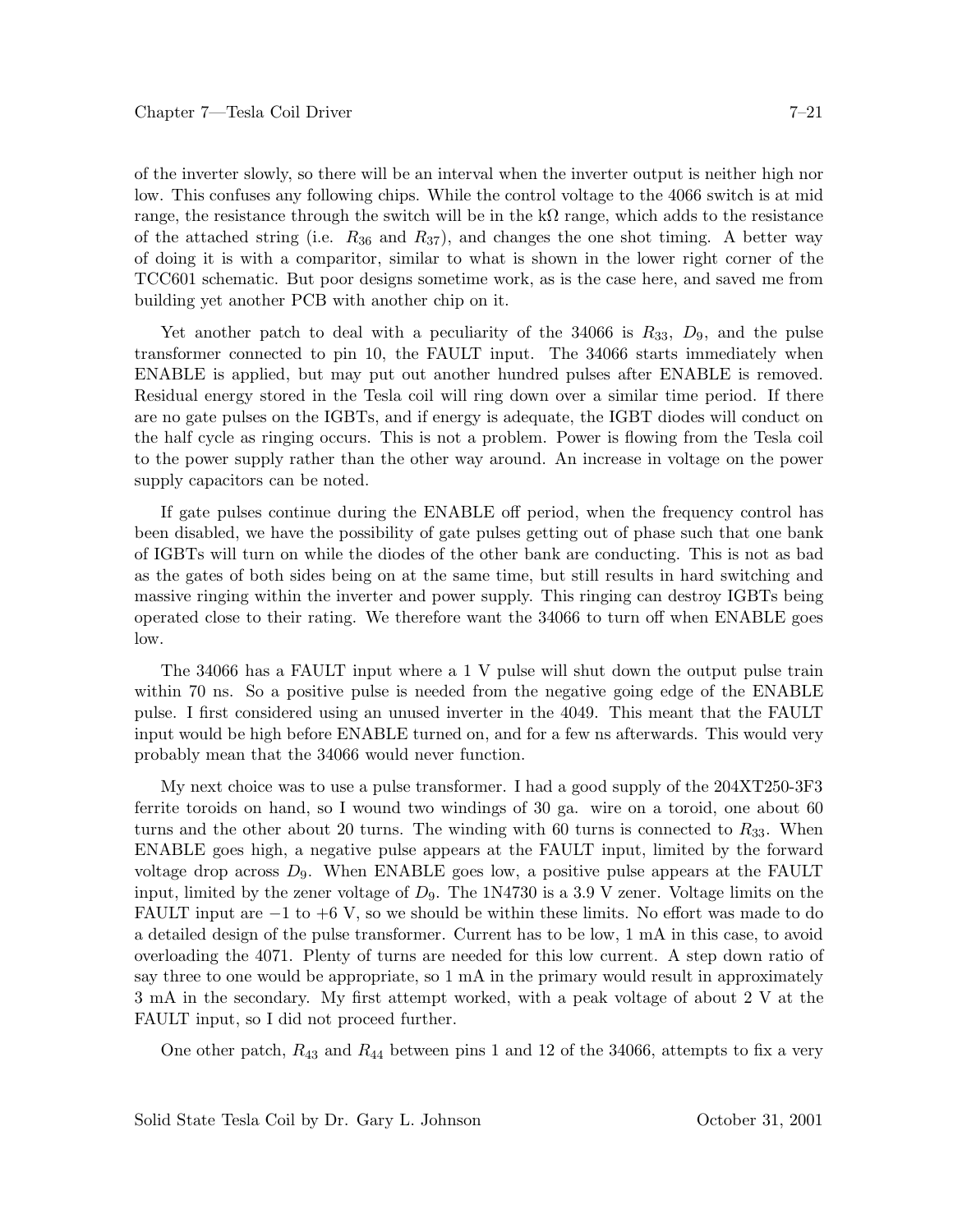of the inverter slowly, so there will be an interval when the inverter output is neither high nor low. This confuses any following chips. While the control voltage to the 4066 switch is at mid range, the resistance through the switch will be in the kΩ range, which adds to the resistance of the attached string (i.e. $R_{36}$ and $R_{37}$), and changes the one shot timing. A better way of doing it is with a comparitor, similar to what is shown in the lower right corner of the TCC601 schematic. But poor designs sometime work, as is the case here, and saved me from building yet another PCB with another chip on it.

Yet another patch to deal with a peculiarity of the 34066 is $R_{33}$, $D_9$, and the pulse transformer connected to pin 10, the FAULT input. The 34066 starts immediately when ENABLE is applied, but may put out another hundred pulses after ENABLE is removed. Residual energy stored in the Tesla coil will ring down over a similar time period. If there are no gate pulses on the IGBTs, and if energy is adequate, the IGBT diodes will conduct on the half cycle as ringing occurs. This is not a problem. Power is flowing from the Tesla coil to the power supply rather than the other way around. An increase in voltage on the power supply capacitors can be noted.

If gate pulses continue during the ENABLE off period, when the frequency control has been disabled, we have the possibility of gate pulses getting out of phase such that one bank of IGBTs will turn on while the diodes of the other bank are conducting. This is not as bad as the gates of both sides being on at the same time, but still results in hard switching and massive ringing within the inverter and power supply. This ringing can destroy IGBTs being operated close to their rating. We therefore want the 34066 to turn off when ENABLE goes low.

The 34066 has a FAULT input where a 1 V pulse will shut down the output pulse train within 70 ns. So a positive pulse is needed from the negative going edge of the ENABLE pulse. I first considered using an unused inverter in the 4049. This meant that the FAULT input would be high before ENABLE turned on, and for a few ns afterwards. This would very probably mean that the 34066 would never function.

My next choice was to use a pulse transformer. I had a good supply of the 204XT250-3F3 ferrite toroids on hand, so I wound two windings of 30 ga. wire on a toroid, one about 60 turns and the other about 20 turns. The winding with 60 turns is connected to $R_{33}$. When ENABLE goes high, a negative pulse appears at the FAULT input, limited by the forward voltage drop across $D_9$. When ENABLE goes low, a positive pulse appears at the FAULT input, limited by the zener voltage of $D_9$. The 1N4730 is a 3.9 V zener. Voltage limits on the FAULT input are $-1$ to $+6$ V, so we should be within these limits. No effort was made to do a detailed design of the pulse transformer. Current has to be low, 1 mA in this case, to avoid overloading the 4071. Plenty of turns are needed for this low current. A step down ratio of say three to one would be appropriate, so 1 mA in the primary would result in approximately 3 mA in the secondary. My first attempt worked, with a peak voltage of about 2 V at the FAULT input, so I did not proceed further.

One other patch, $R_{43}$ and $R_{44}$ between pins 1 and 12 of the 34066, attempts to fix a very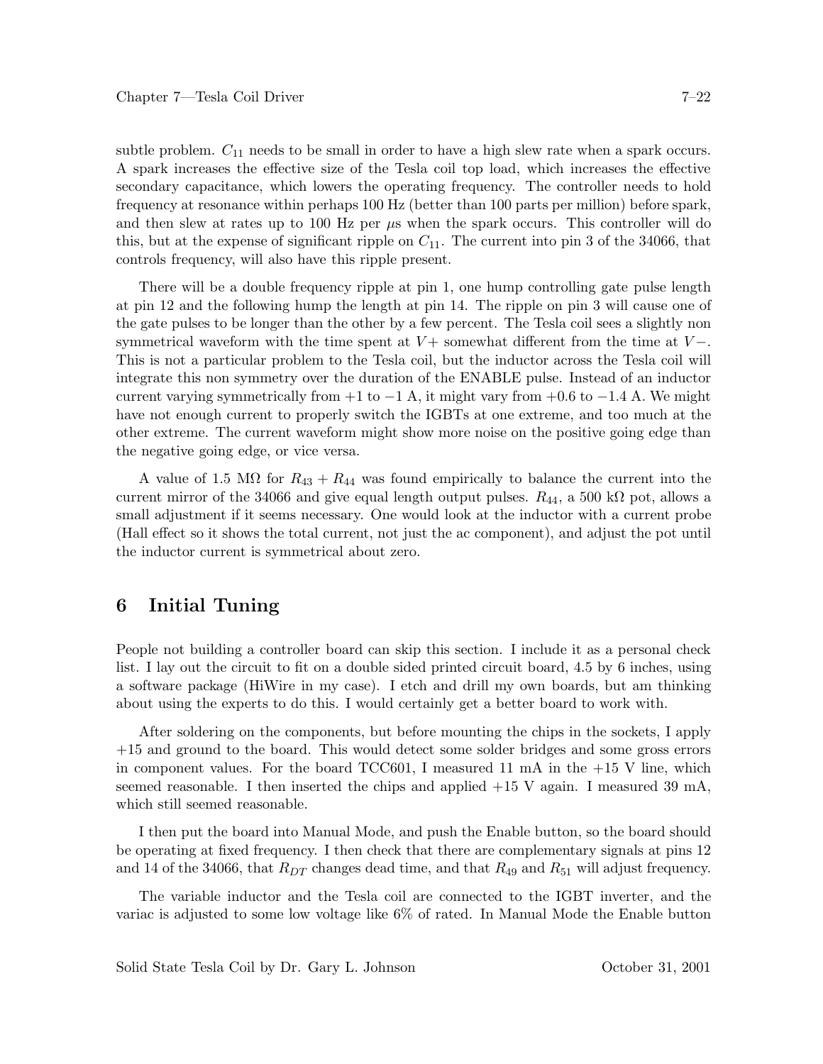subtle problem. $C_{11}$ needs to be small in order to have a high slew rate when a spark occurs. A spark increases the effective size of the Tesla coil top load, which increases the effective secondary capacitance, which lowers the operating frequency. The controller needs to hold frequency at resonance within perhaps 100 Hz (better than 100 parts per million) before spark, and then slew at rates up to 100 Hz per $\mu$s when the spark occurs. This controller will do this, but at the expense of significant ripple on $C_{11}$. The current into pin 3 of the 34066, that controls frequency, will also have this ripple present.

There will be a double frequency ripple at pin 1, one hump controlling gate pulse length at pin 12 and the following hump the length at pin 14. The ripple on pin 3 will cause one of the gate pulses to be longer than the other by a few percent. The Tesla coil sees a slightly non symmetrical waveform with the time spent at $V+$ somewhat different from the time at $V-$. This is not a particular problem to the Tesla coil, but the inductor across the Tesla coil will integrate this non symmetry over the duration of the ENABLE pulse. Instead of an inductor current varying symmetrically from $+1$ to $-1$ A, it might vary from $+0.6$ to $-1.4$ A. We might have not enough current to properly switch the IGBTs at one extreme, and too much at the other extreme. The current waveform might show more noise on the positive going edge than the negative going edge, or vice versa.

A value of 1.5 M$\Omega$ for $R_{43}$ + $R_{44}$ was found empirically to balance the current into the current mirror of the 34066 and give equal length output pulses. $R_{44}$, a 500 k$\Omega$ pot, allows a small adjustment if it seems necessary. One would look at the inductor with a current probe (Hall effect so it shows the total current, not just the ac component), and adjust the pot until the inductor current is symmetrical about zero.

## 6 Initial Tuning

People not building a controller board can skip this section. I include it as a personal check list. I lay out the circuit to fit on a double sided printed circuit board, 4.5 by 6 inches, using a software package (HiWire in my case). I etch and drill my own boards, but am thinking about using the experts to do this. I would certainly get a better board to work with.

After soldering on the components, but before mounting the chips in the sockets, I apply +15 and ground to the board. This would detect some solder bridges and some gross errors in component values. For the board TCC601, I measured 11 mA in the +15 V line, which seemed reasonable. I then inserted the chips and applied +15 V again. I measured 39 mA, which still seemed reasonable.

I then put the board into Manual Mode, and push the Enable button, so the board should be operating at fixed frequency. I then check that there are complementary signals at pins 12 and 14 of the 34066, that $R_{DT}$ changes dead time, and that $R_{49}$ and $R_{51}$ will adjust frequency.

The variable inductor and the Tesla coil are connected to the IGBT inverter, and the variac is adjusted to some low voltage like 6% of rated. In Manual Mode the Enable button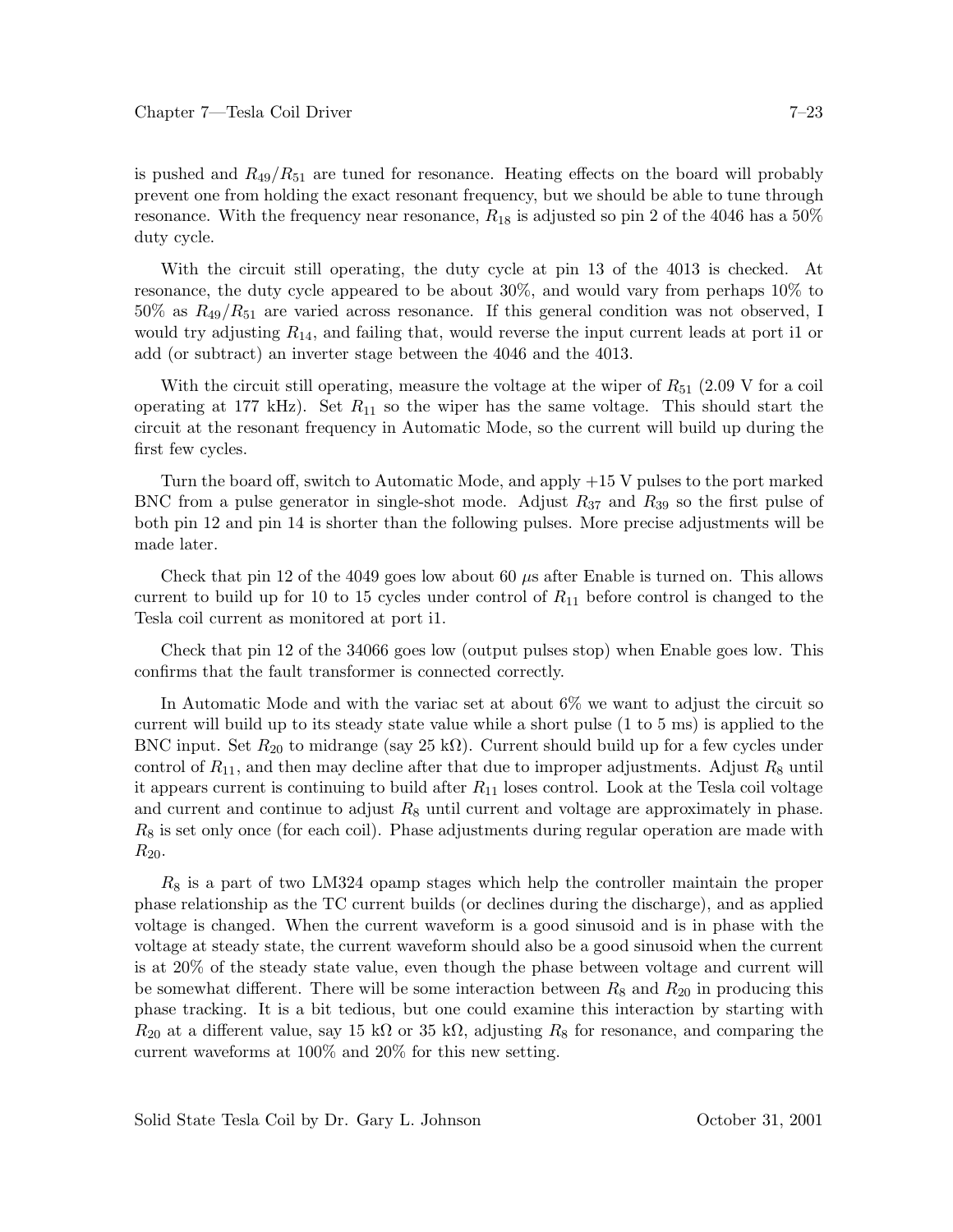is pushed and $R_{49}/R_{51}$ are tuned for resonance. Heating effects on the board will probably prevent one from holding the exact resonant frequency, but we should be able to tune through resonance. With the frequency near resonance, $R_{18}$ is adjusted so pin 2 of the 4046 has a 50% duty cycle.

With the circuit still operating, the duty cycle at pin 13 of the 4013 is checked. At resonance, the duty cycle appeared to be about 30%, and would vary from perhaps 10% to 50% as $R_{49}/R_{51}$ are varied across resonance. If this general condition was not observed, I would try adjusting $R_{14}$, and failing that, would reverse the input current leads at port i1 or add (or subtract) an inverter stage between the 4046 and the 4013.

With the circuit still operating, measure the voltage at the wiper of $R_{51}$ (2.09 V for a coil operating at 177 kHz). Set $R_{11}$ so the wiper has the same voltage. This should start the circuit at the resonant frequency in Automatic Mode, so the current will build up during the first few cycles.

Turn the board off, switch to Automatic Mode, and apply +15 V pulses to the port marked BNC from a pulse generator in single-shot mode. Adjust $R_{37}$ and $R_{39}$ so the first pulse of both pin 12 and pin 14 is shorter than the following pulses. More precise adjustments will be made later.

Check that pin 12 of the 4049 goes low about 60 $\mu$s after Enable is turned on. This allows current to build up for 10 to 15 cycles under control of $R_{11}$ before control is changed to the Tesla coil current as monitored at port i1.

Check that pin 12 of the 34066 goes low (output pulses stop) when Enable goes low. This confirms that the fault transformer is connected correctly.

In Automatic Mode and with the variac set at about 6% we want to adjust the circuit so current will build up to its steady state value while a short pulse (1 to 5 ms) is applied to the BNC input. Set $R_{20}$ to midrange (say 25 k$\Omega$). Current should build up for a few cycles under control of $R_{11}$, and then may decline after that due to improper adjustments. Adjust $R_8$ until it appears current is continuing to build after $R_{11}$ loses control. Look at the Tesla coil voltage and current and continue to adjust $R_8$ until current and voltage are approximately in phase. $R_8$ is set only once (for each coil). Phase adjustments during regular operation are made with $R_{20}$.

$R_8$ is a part of two LM324 opamp stages which help the controller maintain the proper phase relationship as the TC current builds (or declines during the discharge), and as applied voltage is changed. When the current waveform is a good sinusoid and is in phase with the voltage at steady state, the current waveform should also be a good sinusoid when the current is at 20% of the steady state value, even though the phase between voltage and current will be somewhat different. There will be some interaction between $R_8$ and $R_{20}$ in producing this phase tracking. It is a bit tedious, but one could examine this interaction by starting with $R_{20}$ at a different value, say 15 k$\Omega$ or 35 k$\Omega$, adjusting $R_8$ for resonance, and comparing the current waveforms at 100% and 20% for this new setting.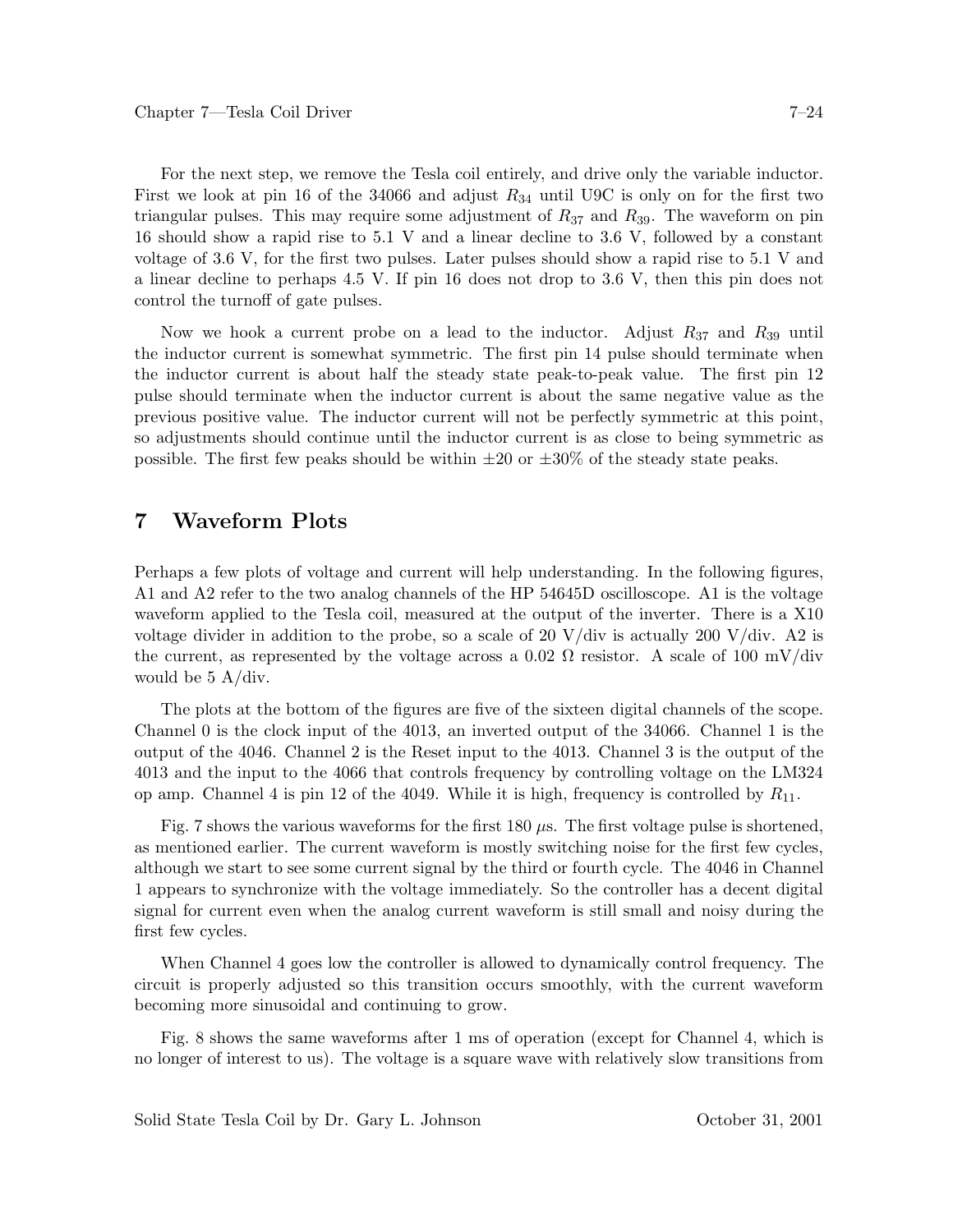For the next step, we remove the Tesla coil entirely, and drive only the variable inductor. First we look at pin 16 of the 34066 and adjust $R_{34}$ until U9C is only on for the first two triangular pulses. This may require some adjustment of $R_{37}$ and $R_{39}$. The waveform on pin 16 should show a rapid rise to 5.1 V and a linear decline to 3.6 V, followed by a constant voltage of 3.6 V, for the first two pulses. Later pulses should show a rapid rise to 5.1 V and a linear decline to perhaps 4.5 V. If pin 16 does not drop to 3.6 V, then this pin does not control the turnoff of gate pulses.

Now we hook a current probe on a lead to the inductor. Adjust $R_{37}$ and $R_{39}$ until the inductor current is somewhat symmetric. The first pin 14 pulse should terminate when the inductor current is about half the steady state peak-to-peak value. The first pin 12 pulse should terminate when the inductor current is about the same negative value as the previous positive value. The inductor current will not be perfectly symmetric at this point, so adjustments should continue until the inductor current is as close to being symmetric as possible. The first few peaks should be within ±20 or ±30% of the steady state peaks.

## 7 Waveform Plots

Perhaps a few plots of voltage and current will help understanding. In the following figures, A1 and A2 refer to the two analog channels of the HP 54645D oscilloscope. A1 is the voltage waveform applied to the Tesla coil, measured at the output of the inverter. There is a X10 voltage divider in addition to the probe, so a scale of 20 V/div is actually 200 V/div. A2 is the current, as represented by the voltage across a 0.02 Ω resistor. A scale of 100 mV/div would be 5 A/div.

The plots at the bottom of the figures are five of the sixteen digital channels of the scope. Channel 0 is the clock input of the 4013, an inverted output of the 34066. Channel 1 is the output of the 4046. Channel 2 is the Reset input to the 4013. Channel 3 is the output of the 4013 and the input to the 4066 that controls frequency by controlling voltage on the LM324 op amp. Channel 4 is pin 12 of the 4049. While it is high, frequency is controlled by $R_{11}$.

Fig. 7 shows the various waveforms for the first 180 $\mu$s. The first voltage pulse is shortened, as mentioned earlier. The current waveform is mostly switching noise for the first few cycles, although we start to see some current signal by the third or fourth cycle. The 4046 in Channel 1 appears to synchronize with the voltage immediately. So the controller has a decent digital signal for current even when the analog current waveform is still small and noisy during the first few cycles.

When Channel 4 goes low the controller is allowed to dynamically control frequency. The circuit is properly adjusted so this transition occurs smoothly, with the current waveform becoming more sinusoidal and continuing to grow.

Fig. 8 shows the same waveforms after 1 ms of operation (except for Channel 4, which is no longer of interest to us). The voltage is a square wave with relatively slow transitions from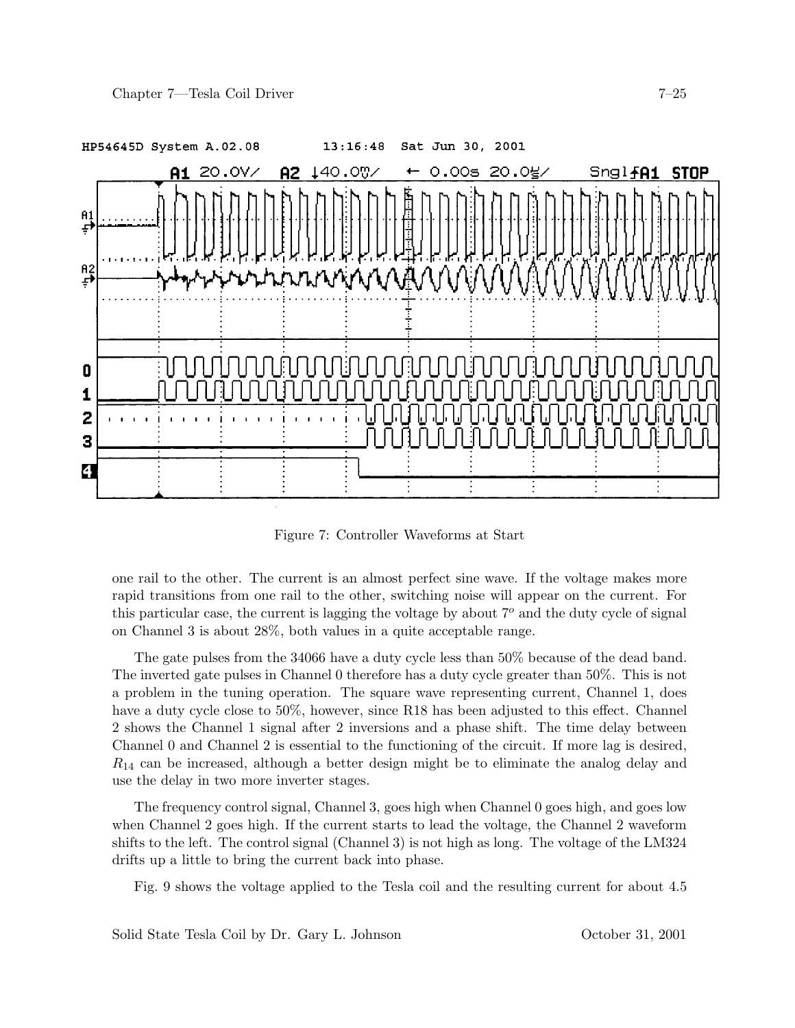Figure 7: Controller Waveforms at Start

one rail to the other. The current is an almost perfect sine wave. If the voltage makes more rapid transitions from one rail to the other, switching noise will appear on the current. For this particular case, the current is lagging the voltage by about $7^o$ and the duty cycle of signal on Channel 3 is about 28%, both values in a quite acceptable range.

The gate pulses from the 34066 have a duty cycle less than 50% because of the dead band. The inverted gate pulses in Channel 0 therefore has a duty cycle greater than 50%. This is not a problem in the tuning operation. The square wave representing current, Channel 1, does have a duty cycle close to 50%, however, since R18 has been adjusted to this effect. Channel 2 shows the Channel 1 signal after 2 inversions and a phase shift. The time delay between Channel 0 and Channel 2 is essential to the functioning of the circuit. If more lag is desired, $R_{14}$ can be increased, although a better design might be to eliminate the analog delay and use the delay in two more inverter stages.

The frequency control signal, Channel 3, goes high when Channel 0 goes high, and goes low when Channel 2 goes high. If the current starts to lead the voltage, the Channel 2 waveform shifts to the left. The control signal (Channel 3) is not high as long. The voltage of the LM324 drifts up a little to bring the current back into phase.

Fig. 9 shows the voltage applied to the Tesla coil and the resulting current for about 4.5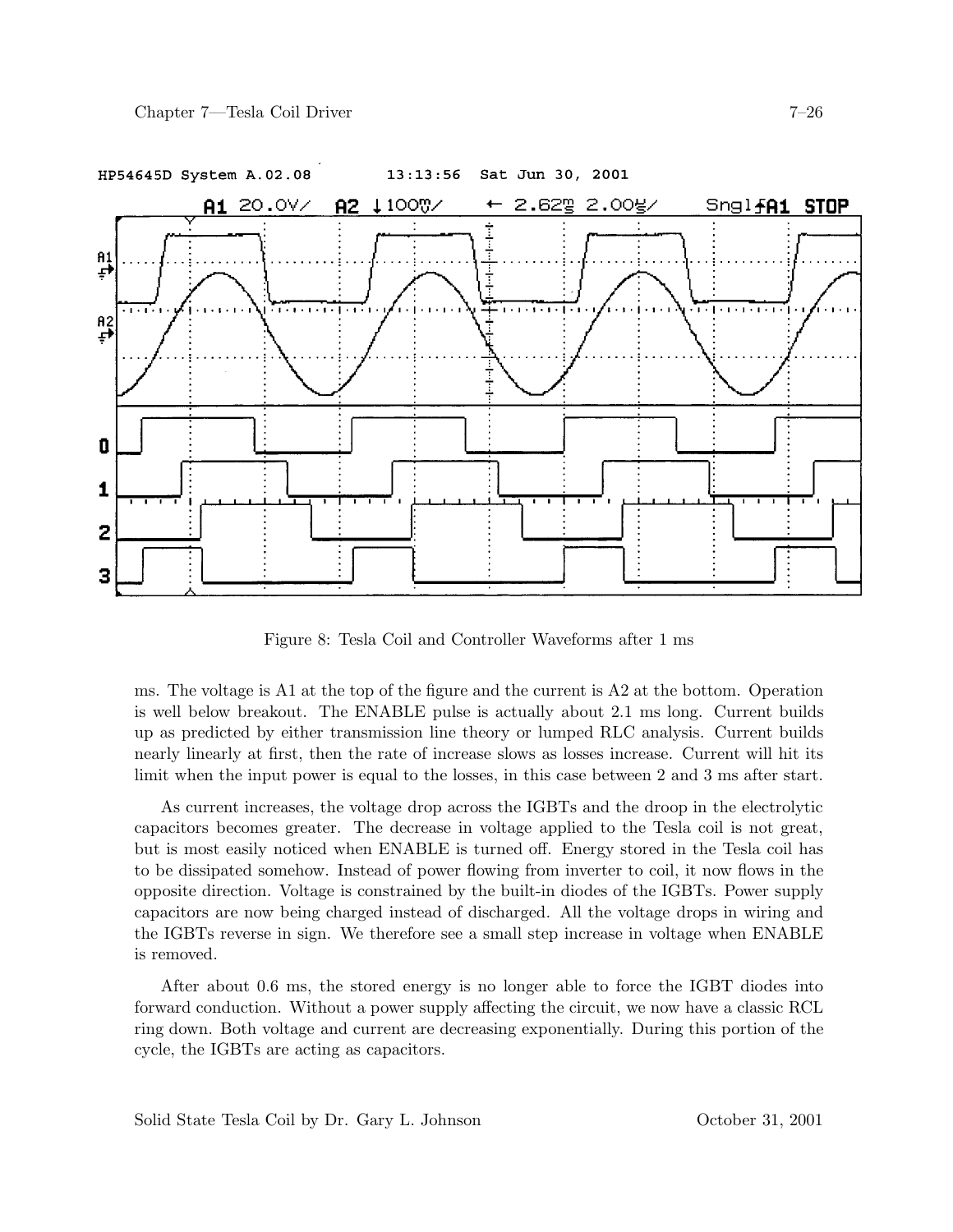Figure 8: Tesla Coil and Controller Waveforms after 1 ms

ms. The voltage is A1 at the top of the figure and the current is A2 at the bottom. Operation is well below breakout. The ENABLE pulse is actually about 2.1 ms long. Current builds up as predicted by either transmission line theory or lumped RLC analysis. Current builds nearly linearly at first, then the rate of increase slows as losses increase. Current will hit its limit when the input power is equal to the losses, in this case between 2 and 3 ms after start.

As current increases, the voltage drop across the IGBTs and the droop in the electrolytic capacitors becomes greater. The decrease in voltage applied to the Tesla coil is not great, but is most easily noticed when ENABLE is turned off. Energy stored in the Tesla coil has to be dissipated somehow. Instead of power flowing from inverter to coil, it now flows in the opposite direction. Voltage is constrained by the built-in diodes of the IGBTs. Power supply capacitors are now being charged instead of discharged. All the voltage drops in wiring and the IGBTs reverse in sign. We therefore see a small step increase in voltage when ENABLE is removed.

After about 0.6 ms, the stored energy is no longer able to force the IGBT diodes into forward conduction. Without a power supply affecting the circuit, we now have a classic RCL ring down. Both voltage and current are decreasing exponentially. During this portion of the cycle, the IGBTs are acting as capacitors.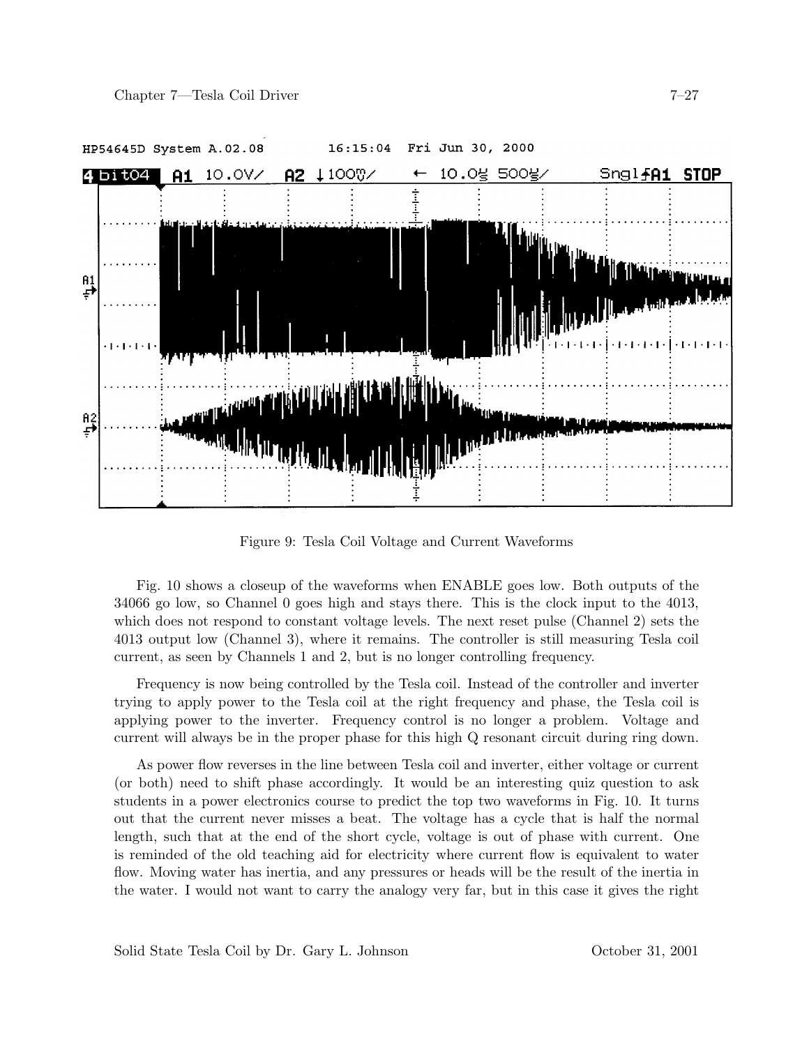Figure 9: Tesla Coil Voltage and Current Waveforms

Fig. 10 shows a closeup of the waveforms when ENABLE goes low. Both outputs of the 34066 go low, so Channel 0 goes high and stays there. This is the clock input to the 4013, which does not respond to constant voltage levels. The next reset pulse (Channel 2) sets the 4013 output low (Channel 3), where it remains. The controller is still measuring Tesla coil current, as seen by Channels 1 and 2, but is no longer controlling frequency.

Frequency is now being controlled by the Tesla coil. Instead of the controller and inverter trying to apply power to the Tesla coil at the right frequency and phase, the Tesla coil is applying power to the inverter. Frequency control is no longer a problem. Voltage and current will always be in the proper phase for this high Q resonant circuit during ring down.

As power flow reverses in the line between Tesla coil and inverter, either voltage or current (or both) need to shift phase accordingly. It would be an interesting quiz question to ask students in a power electronics course to predict the top two waveforms in Fig. 10. It turns out that the current never misses a beat. The voltage has a cycle that is half the normal length, such that at the end of the short cycle, voltage is out of phase with current. One is reminded of the old teaching aid for electricity where current flow is equivalent to water flow. Moving water has inertia, and any pressures or heads will be the result of the inertia in the water. I would not want to carry the analogy very far, but in this case it gives the right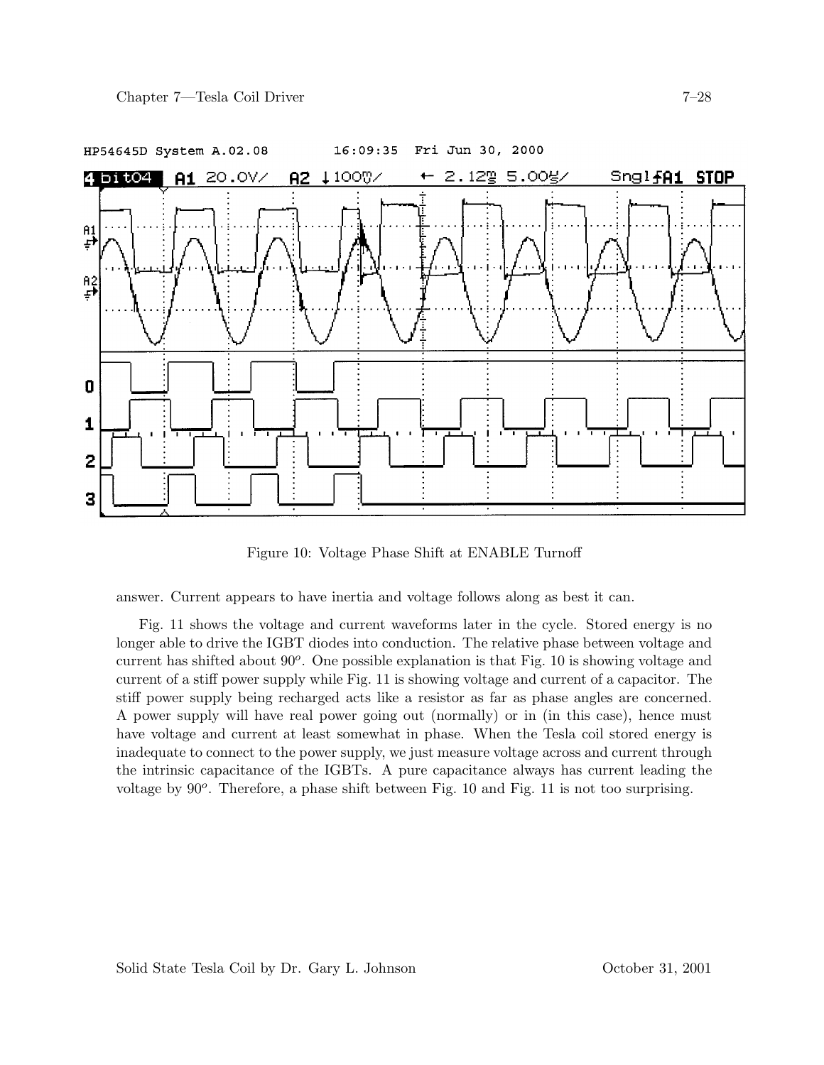Figure 10: Voltage Phase Shift at ENABLE Turnoff

answer. Current appears to have inertia and voltage follows along as best it can.

Fig. 11 shows the voltage and current waveforms later in the cycle. Stored energy is no longer able to drive the IGBT diodes into conduction. The relative phase between voltage and current has shifted about $90^o$. One possible explanation is that Fig. 10 is showing voltage and current of a stiff power supply while Fig. 11 is showing voltage and current of a capacitor. The stiff power supply being recharged acts like a resistor as far as phase angles are concerned. A power supply will have real power going out (normally) or in (in this case), hence must have voltage and current at least somewhat in phase. When the Tesla coil stored energy is inadequate to connect to the power supply, we just measure voltage across and current through the intrinsic capacitance of the IGBTs. A pure capacitance always has current leading the voltage by $90^o$. Therefore, a phase shift between Fig. 10 and Fig. 11 is not too surprising.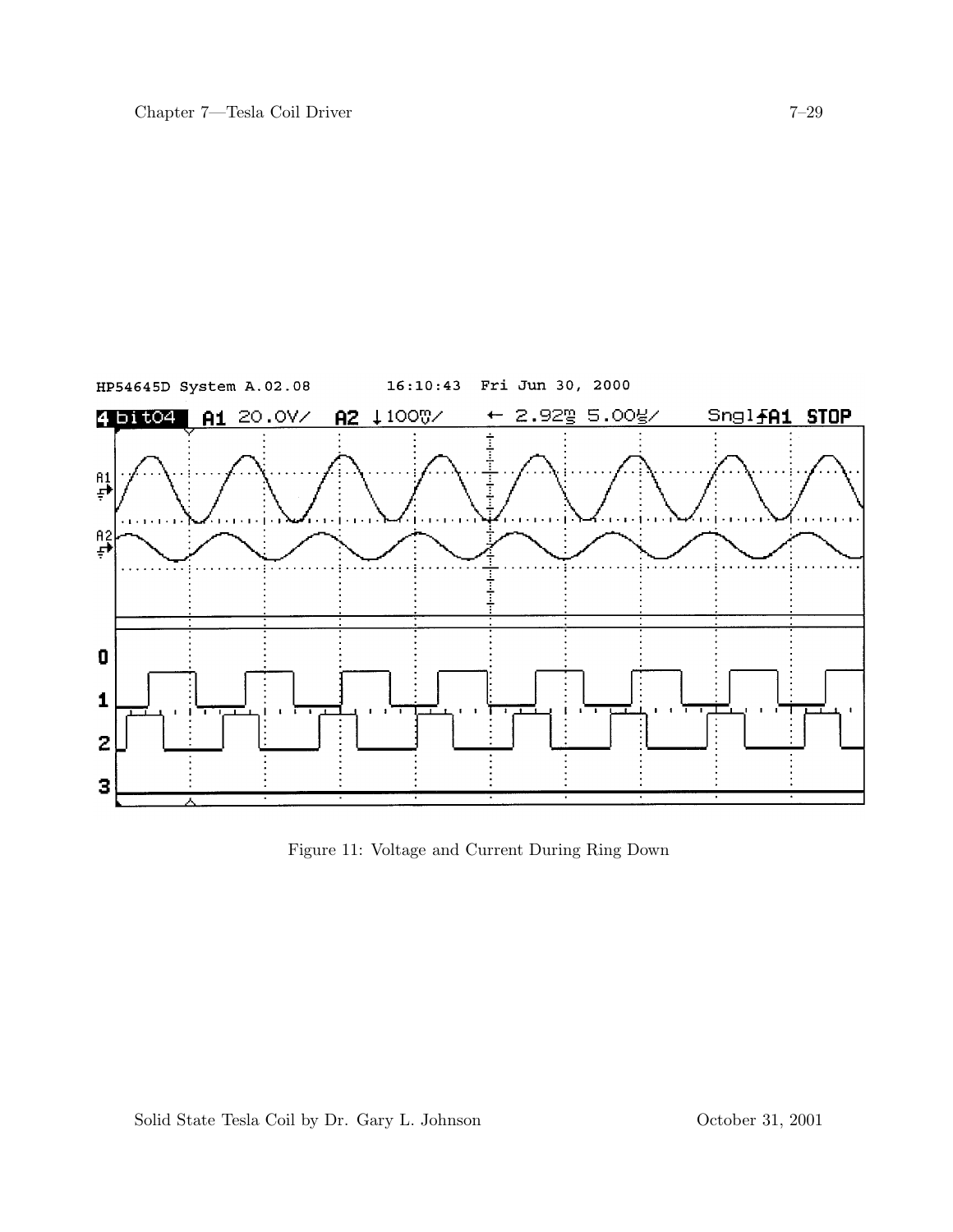HP54645D System A.02.08    16:10:43  Fri Jun 30, 2000

4 bit04  A1 20.0V/  A2 ↓100mV/  ← 2.92ms 5.00µs/  Sngl A1 STOP

A1

A2

0

1

2

3

Figure 11: Voltage and Current During Ring Down